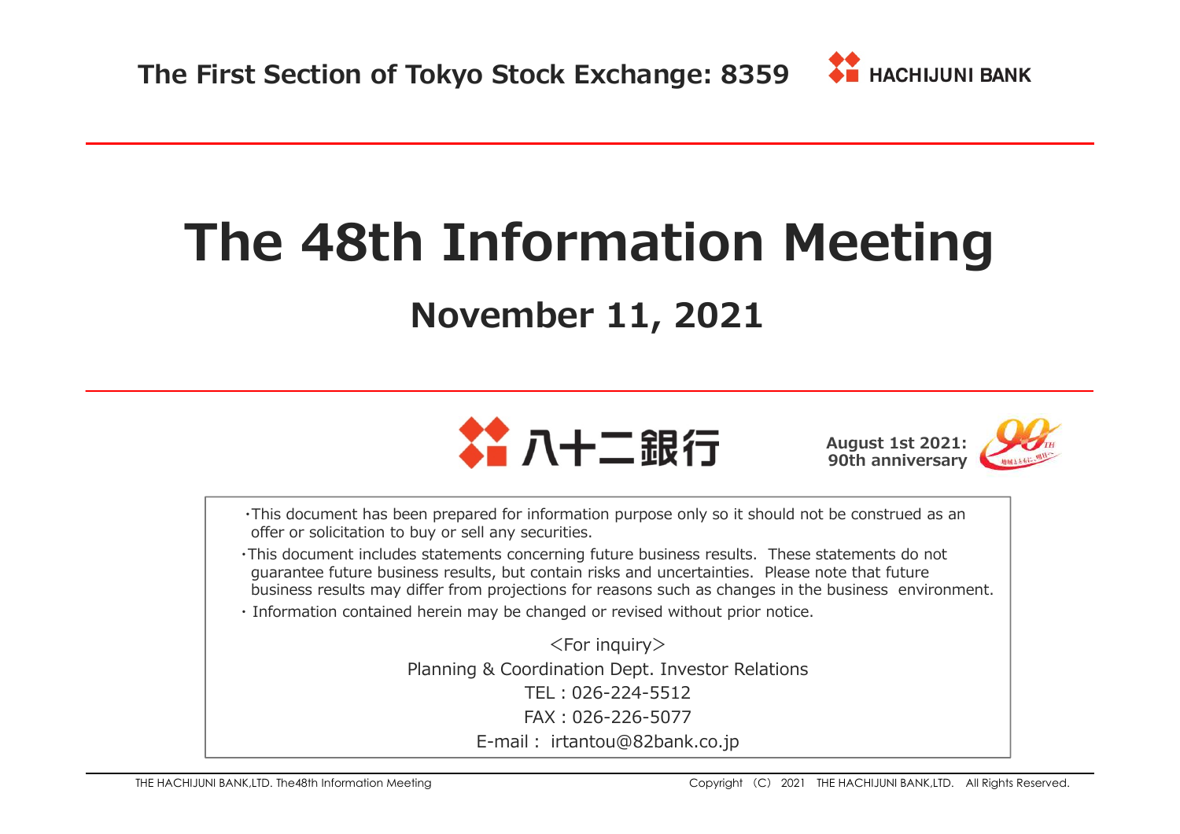The First Section of Tokyo Stock Exchange: 8359

HACHIJUNI BANK

# The 48th Information Meeting

## November 11, 2021

八十二銀行

August 1st 2021:
90th anniversary

- This document has been prepared for information purpose only so it should not be construed as an offer or solicitation to buy or sell any securities.
- This document includes statements concerning future business results. These statements do not guarantee future business results, but contain risks and uncertainties. Please note that future business results may differ from projections for reasons such as changes in the business environment.
- Information contained herein may be changed or revised without prior notice.

＜For inquiry＞
Planning & Coordination Dept. Investor Relations
TEL : 026-224-5512
FAX : 026-226-5077
E-mail : irtantou@82bank.co.jp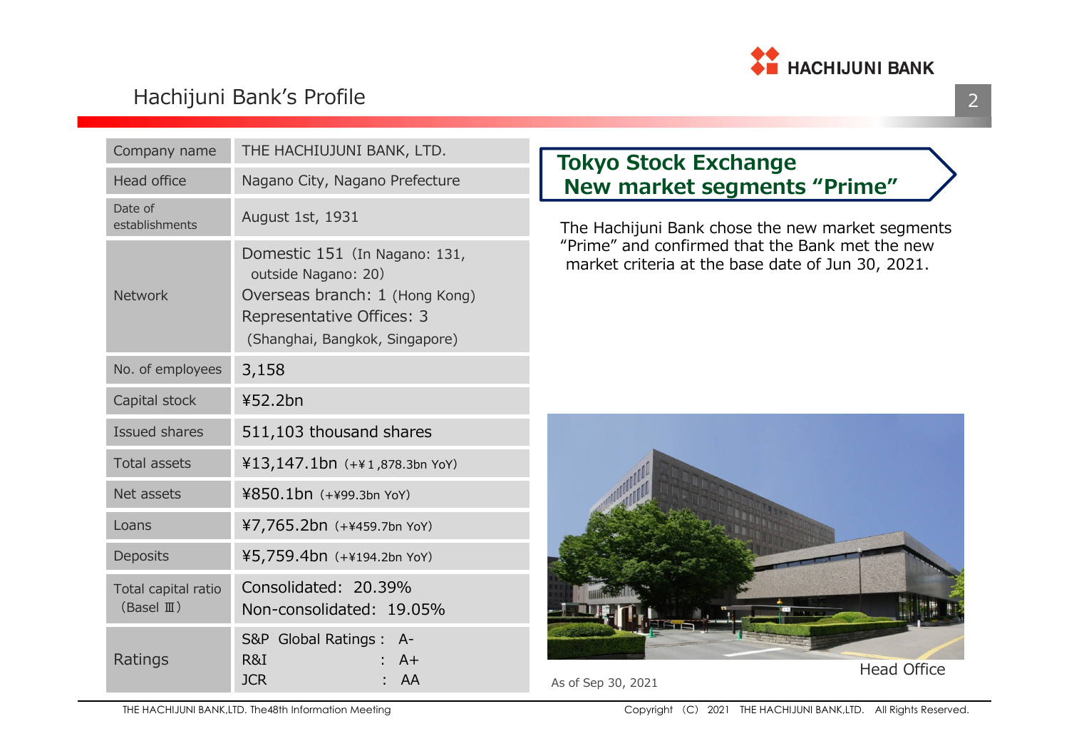# Hachijuni Bank's Profile

| Company name | THE HACHIUJUNI BANK, LTD. |
|---|---|
| Head office | Nagano City, Nagano Prefecture |
| Date of establishments | August 1st, 1931 |
| Network | Domestic 151 (In Nagano: 131, outside Nagano: 20)<br>Overseas branch: 1 (Hong Kong)<br>Representative Offices: 3 (Shanghai, Bangkok, Singapore) |
| No. of employees | 3,158 |
| Capital stock | ¥52.2bn |
| Issued shares | 511,103 thousand shares |
| Total assets | ¥13,147.1bn (+¥1,878.3bn YoY) |
| Net assets | ¥850.1bn (+¥99.3bn YoY) |
| Loans | ¥7,765.2bn (+¥459.7bn YoY) |
| Deposits | ¥5,759.4bn (+¥194.2bn YoY) |
| Total capital ratio (Basel Ⅲ) | Consolidated: 20.39%<br>Non-consolidated: 19.05% |
| Ratings | S&P Global Ratings : A-<br>R&I : A+<br>JCR : AA |

As of Sep 30, 2021

## Tokyo Stock Exchange New market segments "Prime"

The Hachijuni Bank chose the new market segments "Prime" and confirmed that the Bank met the new market criteria at the base date of Jun 30, 2021.

Head Office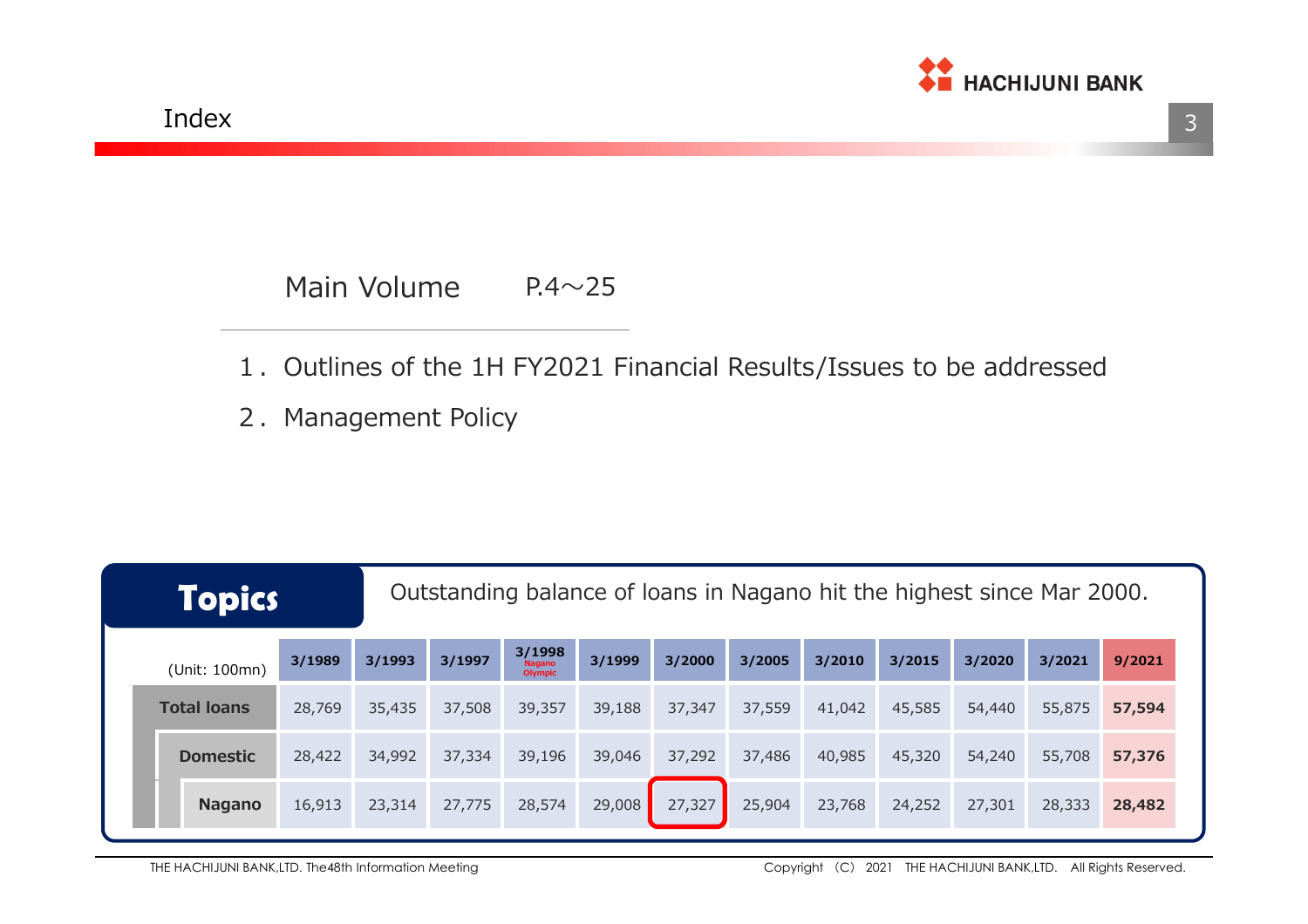# Index

Main Volume　P.4～25

1．Outlines of the 1H FY2021 Financial Results/Issues to be addressed

2．Management Policy

## Topics

Outstanding balance of loans in Nagano hit the highest since Mar 2000.

| (Unit: 100mn) | 3/1989 | 3/1993 | 3/1997 | 3/1998 Nagano Olympic | 3/1999 | 3/2000 | 3/2005 | 3/2010 | 3/2015 | 3/2020 | 3/2021 | 9/2021 |
|---|---|---|---|---|---|---|---|---|---|---|---|---|
| **Total loans** | 28,769 | 35,435 | 37,508 | 39,357 | 39,188 | 37,347 | 37,559 | 41,042 | 45,585 | 54,440 | 55,875 | **57,594** |
| **Domestic** | 28,422 | 34,992 | 37,334 | 39,196 | 39,046 | 37,292 | 37,486 | 40,985 | 45,320 | 54,240 | 55,708 | **57,376** |
| **Nagano** | 16,913 | 23,314 | 27,775 | 28,574 | 29,008 | 27,327 | 25,904 | 23,768 | 24,252 | 27,301 | 28,333 | **28,482** |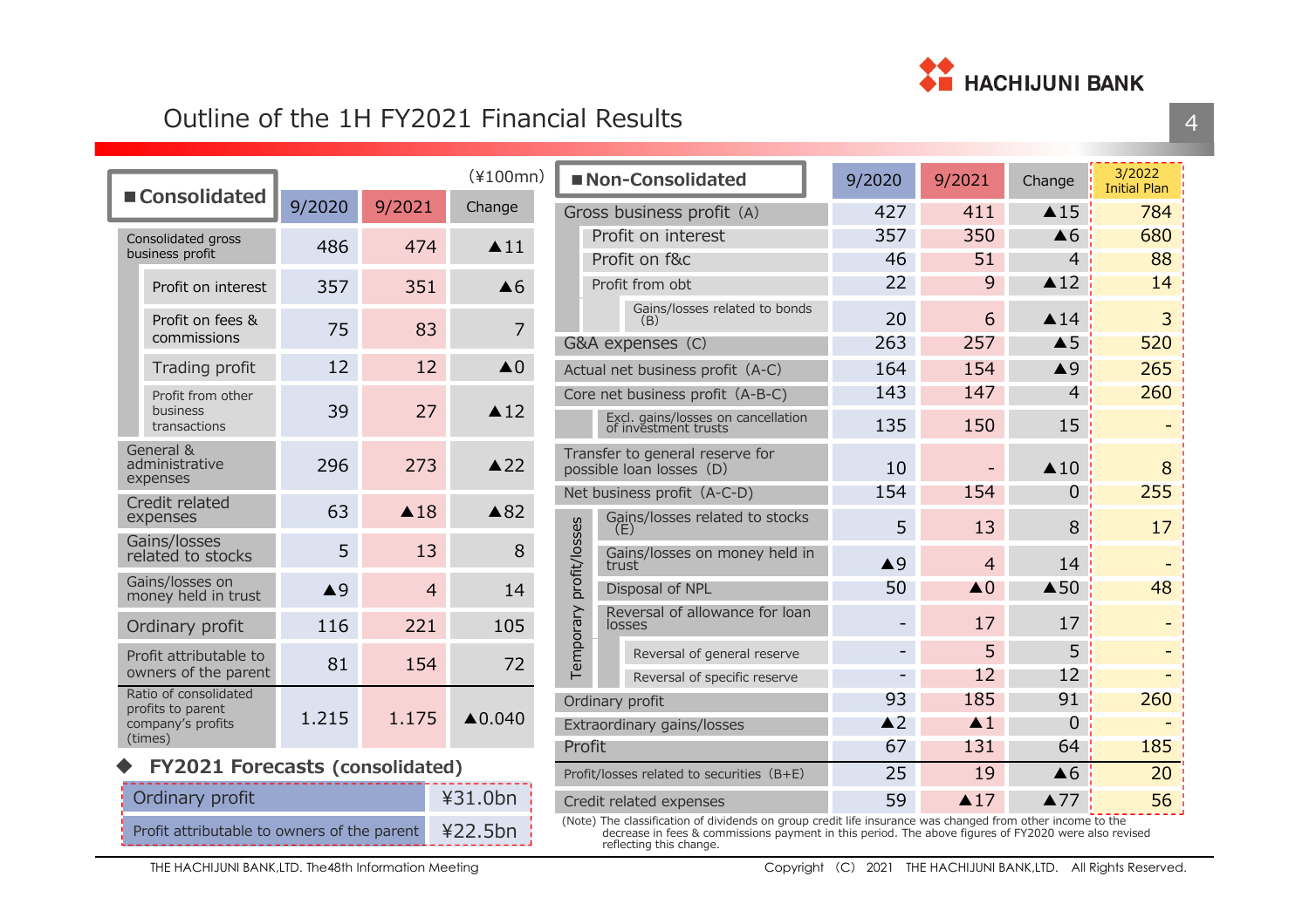# Outline of the 1H FY2021 Financial Results

(¥100mn)

| ■Consolidated | 9/2020 | 9/2021 | Change |
|---|---|---|---|
| Consolidated gross business profit | 486 | 474 | ▲11 |
| Profit on interest | 357 | 351 | ▲6 |
| Profit on fees & commissions | 75 | 83 | 7 |
| Trading profit | 12 | 12 | ▲0 |
| Profit from other business transactions | 39 | 27 | ▲12 |
| General & administrative expenses | 296 | 273 | ▲22 |
| Credit related expenses | 63 | ▲18 | ▲82 |
| Gains/losses related to stocks | 5 | 13 | 8 |
| Gains/losses on money held in trust | ▲9 | 4 | 14 |
| Ordinary profit | 116 | 221 | 105 |
| Profit attributable to owners of the parent | 81 | 154 | 72 |
| Ratio of consolidated profits to parent company's profits (times) | 1.215 | 1.175 | ▲0.040 |

## ◆ FY2021 Forecasts (consolidated)

| | |
|---|---|
| Ordinary profit | ¥31.0bn |
| Profit attributable to owners of the parent | ¥22.5bn |

| ■Non-Consolidated | 9/2020 | 9/2021 | Change | 3/2022 Initial Plan |
|---|---|---|---|---|
| Gross business profit (A) | 427 | 411 | ▲15 | 784 |
| Profit on interest | 357 | 350 | ▲6 | 680 |
| Profit on f&c | 46 | 51 | 4 | 88 |
| Profit from obt | 22 | 9 | ▲12 | 14 |
| Gains/losses related to bonds (B) | 20 | 6 | ▲14 | 3 |
| G&A expenses (C) | 263 | 257 | ▲5 | 520 |
| Actual net business profit (A-C) | 164 | 154 | ▲9 | 265 |
| Core net business profit (A-B-C) | 143 | 147 | 4 | 260 |
| Excl. gains/losses on cancellation of investment trusts | 135 | 150 | 15 | - |
| Transfer to general reserve for possible loan losses (D) | 10 | - | ▲10 | 8 |
| Net business profit (A-C-D) | 154 | 154 | 0 | 255 |
| Temporary profit/losses: Gains/losses related to stocks (E) | 5 | 13 | 8 | 17 |
| Temporary profit/losses: Gains/losses on money held in trust | ▲9 | 4 | 14 | - |
| Temporary profit/losses: Disposal of NPL | 50 | ▲0 | ▲50 | 48 |
| Temporary profit/losses: Reversal of allowance for loan losses | - | 17 | 17 | - |
| Reversal of general reserve | - | 5 | 5 | - |
| Reversal of specific reserve | - | 12 | 12 | - |
| Ordinary profit | 93 | 185 | 91 | 260 |
| Extraordinary gains/losses | ▲2 | ▲1 | 0 | - |
| Profit | 67 | 131 | 64 | 185 |
| Profit/losses related to securities (B+E) | 25 | 19 | ▲6 | 20 |
| Credit related expenses | 59 | ▲17 | ▲77 | 56 |

(Note) The classification of dividends on group credit life insurance was changed from other income to the decrease in fees & commissions payment in this period. The above figures of FY2020 were also revised reflecting this change.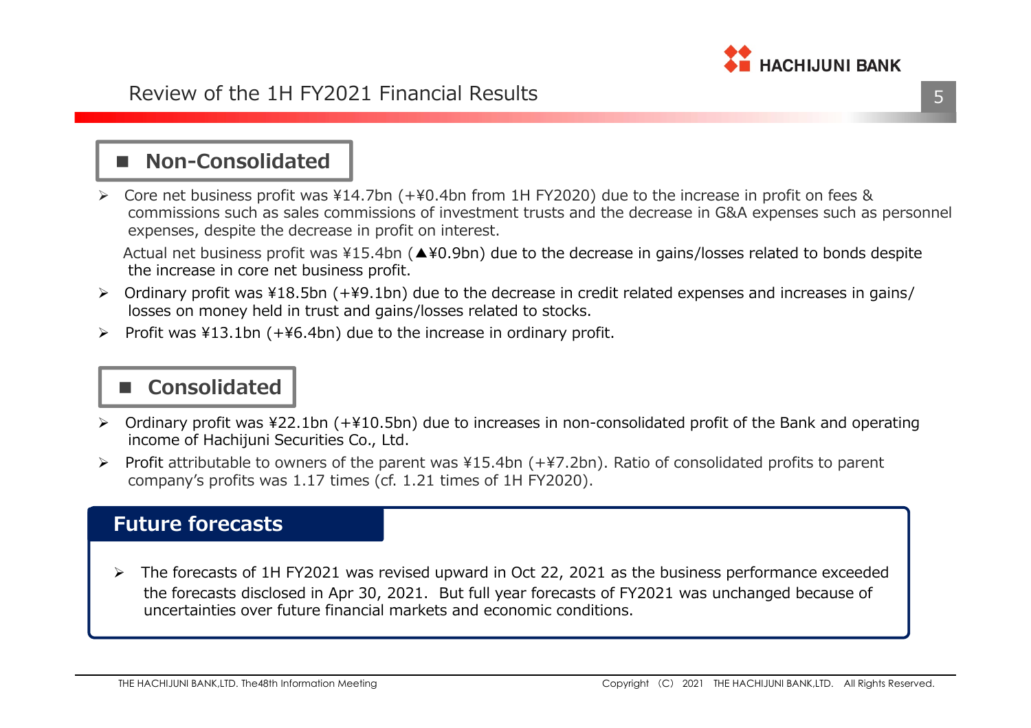# Review of the 1H FY2021 Financial Results

## ■ Non-Consolidated

- Core net business profit was ¥14.7bn (+¥0.4bn from 1H FY2020) due to the increase in profit on fees & commissions such as sales commissions of investment trusts and the decrease in G&A expenses such as personnel expenses, despite the decrease in profit on interest.

  Actual net business profit was ¥15.4bn (▲¥0.9bn) due to the decrease in gains/losses related to bonds despite the increase in core net business profit.

- Ordinary profit was ¥18.5bn (+¥9.1bn) due to the decrease in credit related expenses and increases in gains/ losses on money held in trust and gains/losses related to stocks.
- Profit was ¥13.1bn (+¥6.4bn) due to the increase in ordinary profit.

## ■ Consolidated

- Ordinary profit was ¥22.1bn (+¥10.5bn) due to increases in non-consolidated profit of the Bank and operating income of Hachijuni Securities Co., Ltd.
- Profit attributable to owners of the parent was ¥15.4bn (+¥7.2bn). Ratio of consolidated profits to parent company's profits was 1.17 times (cf. 1.21 times of 1H FY2020).

## Future forecasts

- The forecasts of 1H FY2021 was revised upward in Oct 22, 2021 as the business performance exceeded the forecasts disclosed in Apr 30, 2021. But full year forecasts of FY2021 was unchanged because of uncertainties over future financial markets and economic conditions.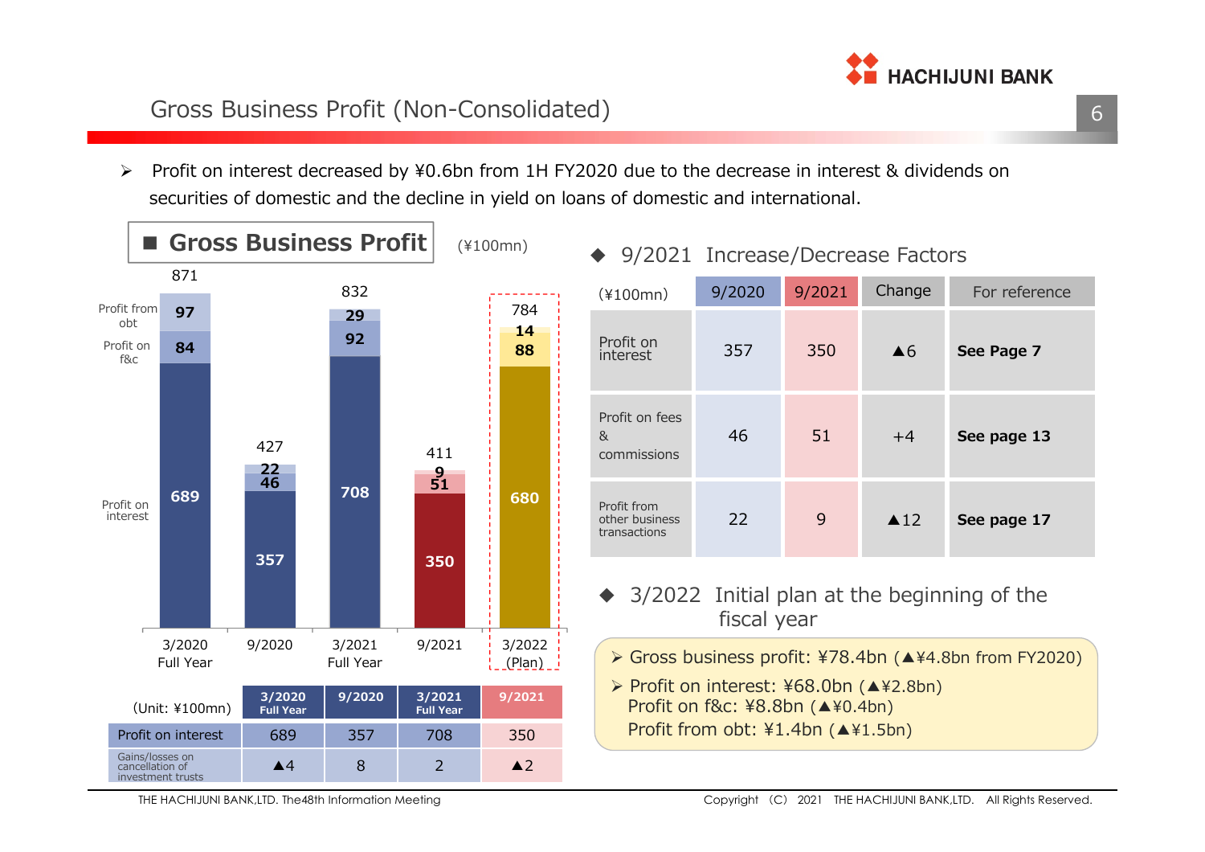# Gross Business Profit (Non-Consolidated)

- Profit on interest decreased by ¥0.6bn from 1H FY2020 due to the decrease in interest & dividends on securities of domestic and the decline in yield on loans of domestic and international.

## ■ Gross Business Profit

(¥100mn)

| | 3/2020 Full Year | 9/2020 | 3/2021 Full Year | 9/2021 | 3/2022 (Plan) |
|---|---|---|---|---|---|
| Profit from obt | 97 | 22 | 29 | 9 | 14 |
| Profit on f&c | 84 | 46 | 92 | 51 | 88 |
| Profit on interest | 689 | 357 | 708 | 350 | 680 |
| Total | 871 | 427 | 832 | 411 | 784 |

| (Unit: ¥100mn) | 3/2020 Full Year | 9/2020 | 3/2021 Full Year | 9/2021 |
|---|---|---|---|---|
| Profit on interest | 689 | 357 | 708 | 350 |
| Gains/losses on cancellation of investment trusts | ▲4 | 8 | 2 | ▲2 |

## ◆ 9/2021 Increase/Decrease Factors

| (¥100mn) | 9/2020 | 9/2021 | Change | For reference |
|---|---|---|---|---|
| Profit on interest | 357 | 350 | ▲6 | **See Page 7** |
| Profit on fees & commissions | 46 | 51 | +4 | **See page 13** |
| Profit from other business transactions | 22 | 9 | ▲12 | **See page 17** |

## ◆ 3/2022 Initial plan at the beginning of the fiscal year

- Gross business profit: ¥78.4bn (▲¥4.8bn from FY2020)
- Profit on interest: ¥68.0bn (▲¥2.8bn)
  Profit on f&c: ¥8.8bn (▲¥0.4bn)
  Profit from obt: ¥1.4bn (▲¥1.5bn)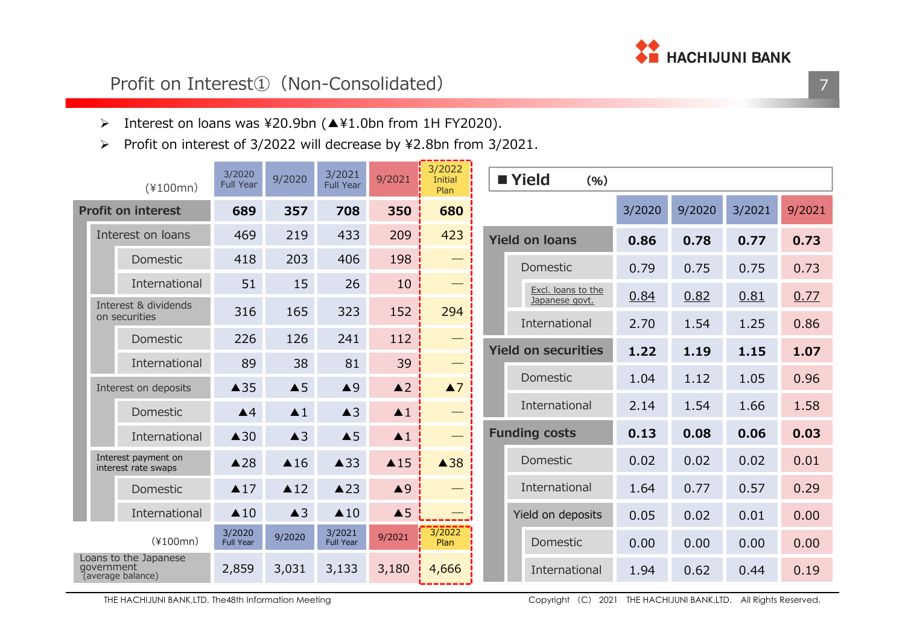## Profit on Interest① (Non-Consolidated)

- Interest on loans was ¥20.9bn (▲¥1.0bn from 1H FY2020).
- Profit on interest of 3/2022 will decrease by ¥2.8bn from 3/2021.

| (¥100mn) | 3/2020 Full Year | 9/2020 | 3/2021 Full Year | 9/2021 | 3/2022 Initial Plan |
|---|---|---|---|---|---|
| **Profit on interest** | **689** | **357** | **708** | **350** | **680** |
| Interest on loans | 469 | 219 | 433 | 209 | 423 |
| Domestic | 418 | 203 | 406 | 198 | — |
| International | 51 | 15 | 26 | 10 | — |
| Interest & dividends on securities | 316 | 165 | 323 | 152 | 294 |
| Domestic | 226 | 126 | 241 | 112 | — |
| International | 89 | 38 | 81 | 39 | — |
| Interest on deposits | ▲35 | ▲5 | ▲9 | ▲2 | ▲7 |
| Domestic | ▲4 | ▲1 | ▲3 | ▲1 | — |
| International | ▲30 | ▲3 | ▲5 | ▲1 | — |
| Interest payment on interest rate swaps | ▲28 | ▲16 | ▲33 | ▲15 | ▲38 |
| Domestic | ▲17 | ▲12 | ▲23 | ▲9 | — |
| International | ▲10 | ▲3 | ▲10 | ▲5 | — |

| (¥100mn) | 3/2020 Full Year | 9/2020 | 3/2021 Full Year | 9/2021 | 3/2022 Plan |
|---|---|---|---|---|---|
| Loans to the Japanese government (average balance) | 2,859 | 3,031 | 3,133 | 3,180 | 4,666 |

### ■ Yield (%)

| | 3/2020 | 9/2020 | 3/2021 | 9/2021 |
|---|---|---|---|---|
| **Yield on loans** | **0.86** | **0.78** | **0.77** | **0.73** |
| Domestic | 0.79 | 0.75 | 0.75 | 0.73 |
| Excl. loans to the Japanese govt. | 0.84 | 0.82 | 0.81 | 0.77 |
| International | 2.70 | 1.54 | 1.25 | 0.86 |
| **Yield on securities** | **1.22** | **1.19** | **1.15** | **1.07** |
| Domestic | 1.04 | 1.12 | 1.05 | 0.96 |
| International | 2.14 | 1.54 | 1.66 | 1.58 |
| **Funding costs** | **0.13** | **0.08** | **0.06** | **0.03** |
| Domestic | 0.02 | 0.02 | 0.02 | 0.01 |
| International | 1.64 | 0.77 | 0.57 | 0.29 |
| Yield on deposits | 0.05 | 0.02 | 0.01 | 0.00 |
| Domestic | 0.00 | 0.00 | 0.00 | 0.00 |
| International | 1.94 | 0.62 | 0.44 | 0.19 |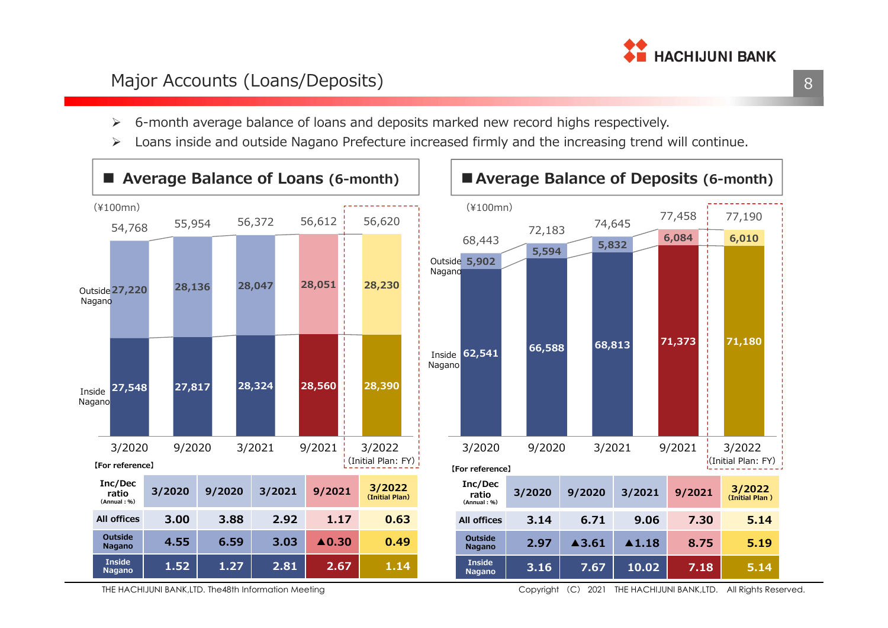# Major Accounts (Loans/Deposits)

- 6-month average balance of loans and deposits marked new record highs respectively.
- Loans inside and outside Nagano Prefecture increased firmly and the increasing trend will continue.

## ■ Average Balance of Loans (6-month)

(¥100mn)

| | 3/2020 | 9/2020 | 3/2021 | 9/2021 | 3/2022 (Initial Plan: FY) |
|---|---|---|---|---|---|
| Total | 54,768 | 55,954 | 56,372 | 56,612 | 56,620 |
| Outside Nagano | 27,220 | 28,136 | 28,047 | 28,051 | 28,230 |
| Inside Nagano | 27,548 | 27,817 | 28,324 | 28,560 | 28,390 |

【For reference】

| Inc/Dec ratio (Annual : %) | 3/2020 | 9/2020 | 3/2021 | 9/2021 | 3/2022 (Initial Plan) |
|---|---|---|---|---|---|
| All offices | 3.00 | 3.88 | 2.92 | 1.17 | 0.63 |
| Outside Nagano | 4.55 | 6.59 | 3.03 | ▲0.30 | 0.49 |
| Inside Nagano | 1.52 | 1.27 | 2.81 | 2.67 | 1.14 |

## ■ Average Balance of Deposits (6-month)

(¥100mn)

| | 3/2020 | 9/2020 | 3/2021 | 9/2021 | 3/2022 (Initial Plan: FY) |
|---|---|---|---|---|---|
| Total | 68,443 | 72,183 | 74,645 | 77,458 | 77,190 |
| Outside Nagano | 5,902 | 5,594 | 5,832 | 6,084 | 6,010 |
| Inside Nagano | 62,541 | 66,588 | 68,813 | 71,373 | 71,180 |

【For reference】

| Inc/Dec ratio (Annual : %) | 3/2020 | 9/2020 | 3/2021 | 9/2021 | 3/2022 (Initial Plan ) |
|---|---|---|---|---|---|
| All offices | 3.14 | 6.71 | 9.06 | 7.30 | 5.14 |
| Outside Nagano | 2.97 | ▲3.61 | ▲1.18 | 8.75 | 5.19 |
| Inside Nagano | 3.16 | 7.67 | 10.02 | 7.18 | 5.14 |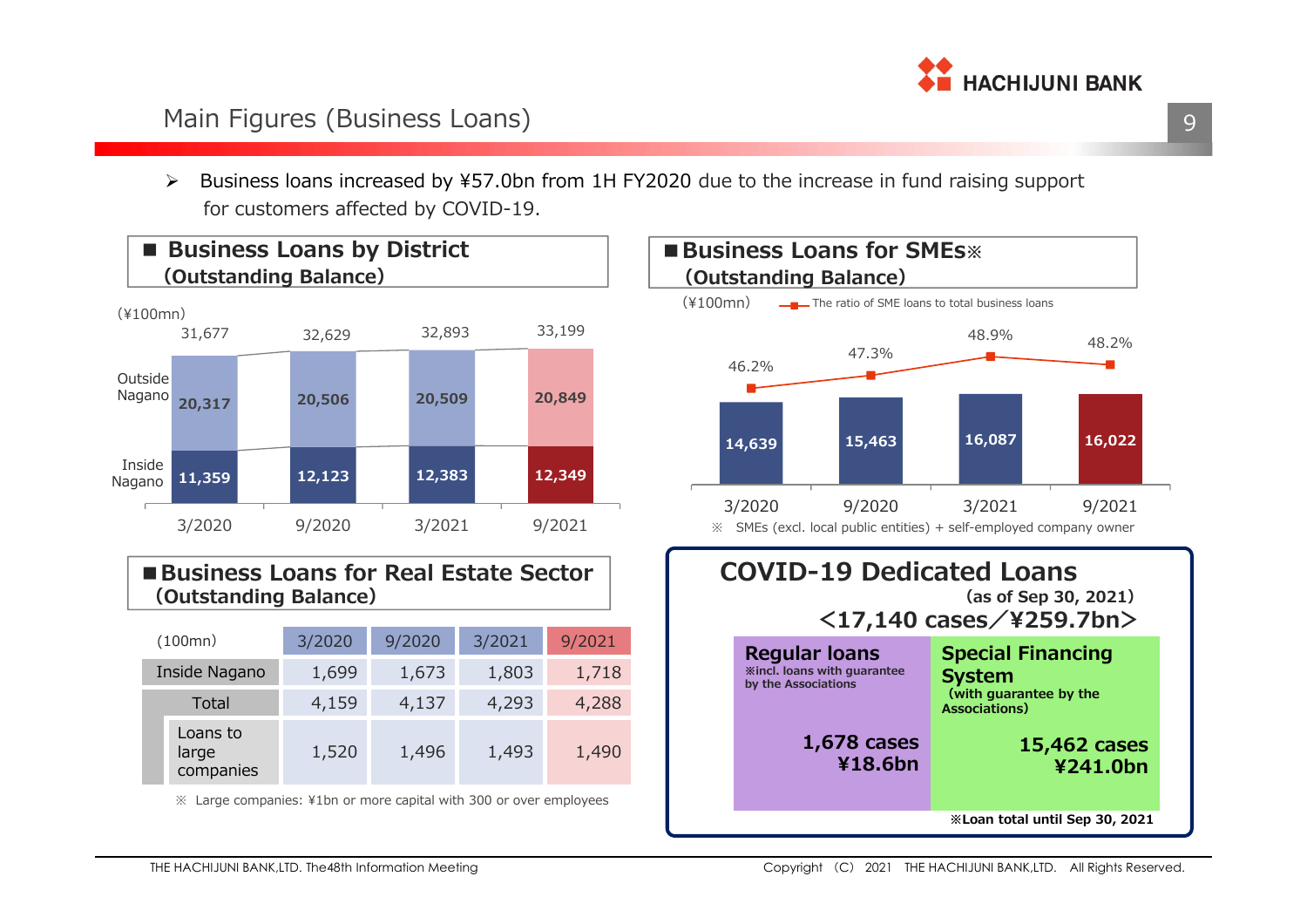# Main Figures (Business Loans)

➢ Business loans increased by ¥57.0bn from 1H FY2020 due to the increase in fund raising support for customers affected by COVID-19.

## ■ Business Loans by District (Outstanding Balance)

(¥100mn)

| | 3/2020 | 9/2020 | 3/2021 | 9/2021 |
|---|---|---|---|---|
| Outside Nagano | 20,317 | 20,506 | 20,509 | 20,849 |
| Inside Nagano | 11,359 | 12,123 | 12,383 | 12,349 |
| Total | 31,677 | 32,629 | 32,893 | 33,199 |

## ■ Business Loans for SMEs※ (Outstanding Balance)

(¥100mn)

| | 3/2020 | 9/2020 | 3/2021 | 9/2021 |
|---|---|---|---|---|
| Business Loans for SMEs | 14,639 | 15,463 | 16,087 | 16,022 |
| The ratio of SME loans to total business loans | 46.2% | 47.3% | 48.9% | 48.2% |

※ SMEs (excl. local public entities) + self-employed company owner

## ■ Business Loans for Real Estate Sector (Outstanding Balance)

| (100mn) | 3/2020 | 9/2020 | 3/2021 | 9/2021 |
|---|---|---|---|---|
| Inside Nagano | 1,699 | 1,673 | 1,803 | 1,718 |
| Total | 4,159 | 4,137 | 4,293 | 4,288 |
| Loans to large companies | 1,520 | 1,496 | 1,493 | 1,490 |

※ Large companies: ¥1bn or more capital with 300 or over employees

## COVID-19 Dedicated Loans

(as of Sep 30, 2021)

**<17,140 cases／¥259.7bn>**

| Regular loans ※incl. loans with guarantee by the Associations | Special Financing System (with guarantee by the Associations) |
|---|---|
| 1,678 cases ¥18.6bn | 15,462 cases ¥241.0bn |

※Loan total until Sep 30, 2021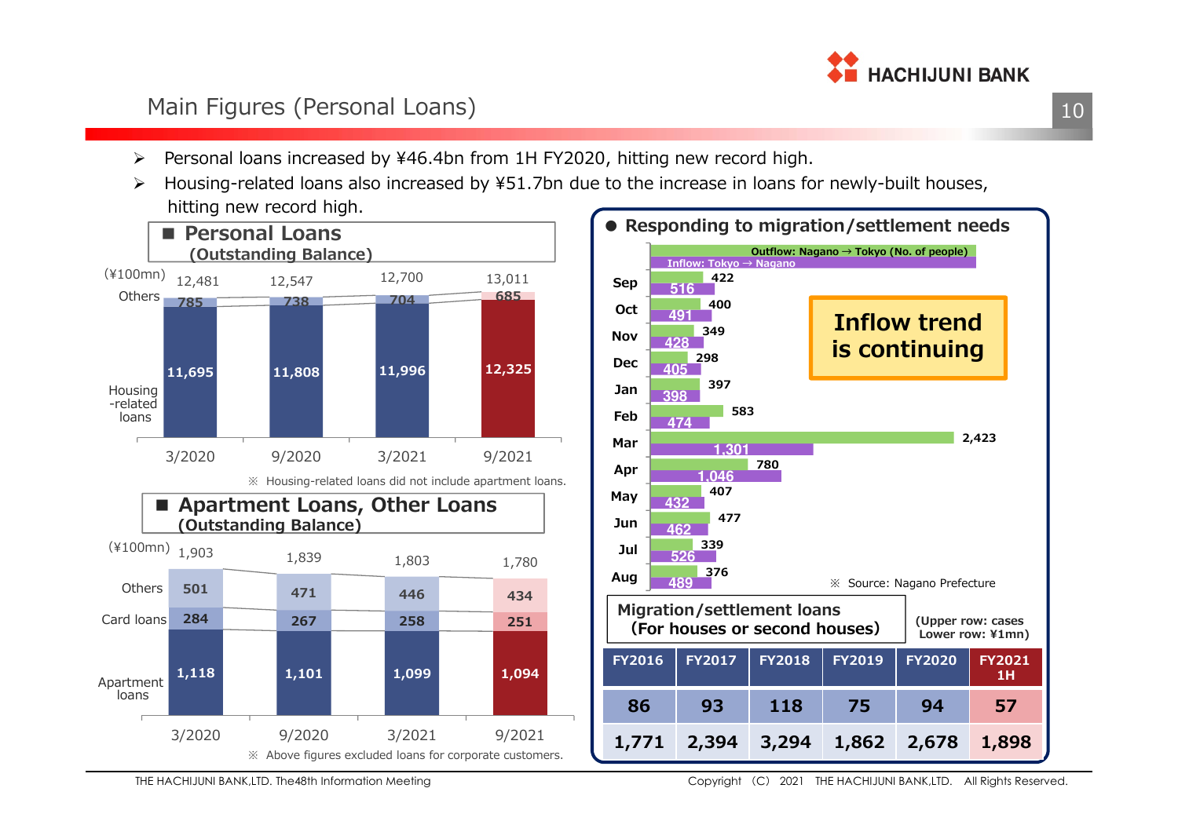# Main Figures (Personal Loans)

- Personal loans increased by ¥46.4bn from 1H FY2020, hitting new record high.
- Housing-related loans also increased by ¥51.7bn due to the increase in loans for newly-built houses, hitting new record high.

## Personal Loans (Outstanding Balance)

(¥100mn)

| | 3/2020 | 9/2020 | 3/2021 | 9/2021 |
|---|---|---|---|---|
| Others | 785 | 738 | 704 | 685 |
| Housing-related loans | 11,695 | 11,808 | 11,996 | 12,325 |
| Total | 12,481 | 12,547 | 12,700 | 13,011 |

※ Housing-related loans did not include apartment loans.

## Apartment Loans, Other Loans (Outstanding Balance)

(¥100mn)

| | 3/2020 | 9/2020 | 3/2021 | 9/2021 |
|---|---|---|---|---|
| Others | 501 | 471 | 446 | 434 |
| Card loans | 284 | 267 | 258 | 251 |
| Apartment loans | 1,118 | 1,101 | 1,099 | 1,094 |
| Total | 1,903 | 1,839 | 1,803 | 1,780 |

※ Above figures excluded loans for corporate customers.

## Responding to migration/settlement needs

| Month | Outflow: Nagano → Tokyo (No. of people) | Inflow: Tokyo → Nagano |
|---|---|---|
| Sep | 422 | 516 |
| Oct | 400 | 491 |
| Nov | 349 | 428 |
| Dec | 298 | 405 |
| Jan | 397 | 398 |
| Feb | 583 | 474 |
| Mar | 2,423 | 1,301 |
| Apr | 780 | 1,046 |
| May | 407 | 432 |
| Jun | 477 | 462 |
| Jul | 339 | 526 |
| Aug | 376 | 489 |

**Inflow trend is continuing**

※ Source: Nagano Prefecture

### Migration/settlement loans (For houses or second houses)

(Upper row: cases Lower row: ¥1mn)

| FY2016 | FY2017 | FY2018 | FY2019 | FY2020 | FY2021 1H |
|---|---|---|---|---|---|
| 86 | 93 | 118 | 75 | 94 | 57 |
| 1,771 | 2,394 | 3,294 | 1,862 | 2,678 | 1,898 |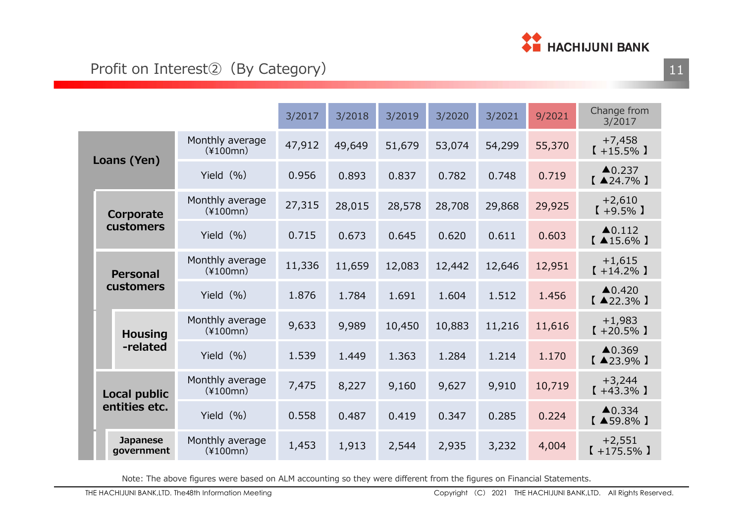# Profit on Interest② (By Category)

| | | | 3/2017 | 3/2018 | 3/2019 | 3/2020 | 3/2021 | 9/2021 | Change from 3/2017 |
|---|---|---|---|---|---|---|---|---|---|
| **Loans (Yen)** | | Monthly average (¥100mn) | 47,912 | 49,649 | 51,679 | 53,074 | 54,299 | 55,370 | +7,458 【+15.5%】 |
| | | Yield (%) | 0.956 | 0.893 | 0.837 | 0.782 | 0.748 | 0.719 | ▲0.237 【▲24.7%】 |
| | **Corporate customers** | Monthly average (¥100mn) | 27,315 | 28,015 | 28,578 | 28,708 | 29,868 | 29,925 | +2,610 【+9.5%】 |
| | | Yield (%) | 0.715 | 0.673 | 0.645 | 0.620 | 0.611 | 0.603 | ▲0.112 【▲15.6%】 |
| | **Personal customers** | Monthly average (¥100mn) | 11,336 | 11,659 | 12,083 | 12,442 | 12,646 | 12,951 | +1,615 【+14.2%】 |
| | | Yield (%) | 1.876 | 1.784 | 1.691 | 1.604 | 1.512 | 1.456 | ▲0.420 【▲22.3%】 |
| | **Housing-related** | Monthly average (¥100mn) | 9,633 | 9,989 | 10,450 | 10,883 | 11,216 | 11,616 | +1,983 【+20.5%】 |
| | | Yield (%) | 1.539 | 1.449 | 1.363 | 1.284 | 1.214 | 1.170 | ▲0.369 【▲23.9%】 |
| | **Local public entities etc.** | Monthly average (¥100mn) | 7,475 | 8,227 | 9,160 | 9,627 | 9,910 | 10,719 | +3,244 【+43.3%】 |
| | | Yield (%) | 0.558 | 0.487 | 0.419 | 0.347 | 0.285 | 0.224 | ▲0.334 【▲59.8%】 |
| | **Japanese government** | Monthly average (¥100mn) | 1,453 | 1,913 | 2,544 | 2,935 | 3,232 | 4,004 | +2,551 【+175.5%】 |

Note: The above figures were based on ALM accounting so they were different from the figures on Financial Statements.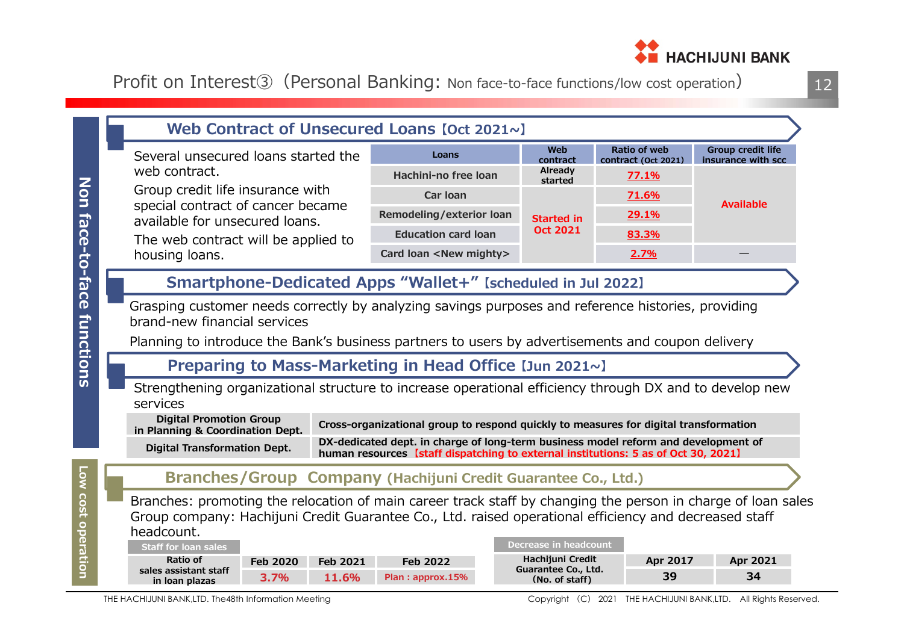# Profit on Interest③ (Personal Banking: Non face-to-face functions/low cost operation)

## Non face-to-face functions

### Web Contract of Unsecured Loans 【Oct 2021~】

Several unsecured loans started the web contract.

Group credit life insurance with special contract of cancer became available for unsecured loans.

The web contract will be applied to housing loans.

| Loans | Web contract | Ratio of web contract (Oct 2021) | Group credit life insurance with scc |
|---|---|---|---|
| Hachini-no free loan | Already started | 77.1% | Available |
| Car loan | Started in Oct 2021 | 71.6% | Available |
| Remodeling/exterior loan | Started in Oct 2021 | 29.1% | Available |
| Education card loan | Started in Oct 2021 | 83.3% | Available |
| Card loan <New mighty> | Started in Oct 2021 | 2.7% | — |

### Smartphone-Dedicated Apps "Wallet+" 【scheduled in Jul 2022】

Grasping customer needs correctly by analyzing savings purposes and reference histories, providing brand-new financial services

Planning to introduce the Bank's business partners to users by advertisements and coupon delivery

### Preparing to Mass-Marketing in Head Office 【Jun 2021~】

Strengthening organizational structure to increase operational efficiency through DX and to develop new services

| | |
|---|---|
| Digital Promotion Group in Planning & Coordination Dept. | Cross-organizational group to respond quickly to measures for digital transformation |
| Digital Transformation Dept. | DX-dedicated dept. in charge of long-term business model reform and development of human resources 【staff dispatching to external institutions: 5 as of Oct 30, 2021】 |

## Low cost operation

### Branches/Group Company (Hachijuni Credit Guarantee Co., Ltd.)

Branches: promoting the relocation of main career track staff by changing the person in charge of loan sales

Group company: Hachijuni Credit Guarantee Co., Ltd. raised operational efficiency and decreased staff headcount.

**Staff for loan sales**

| | Feb 2020 | Feb 2021 | Feb 2022 |
|---|---|---|---|
| Ratio of sales assistant staff in loan plazas | 3.7% | 11.6% | Plan : approx.15% |

**Decrease in headcount**

| | Apr 2017 | Apr 2021 |
|---|---|---|
| Hachijuni Credit Guarantee Co., Ltd. (No. of staff) | 39 | 34 |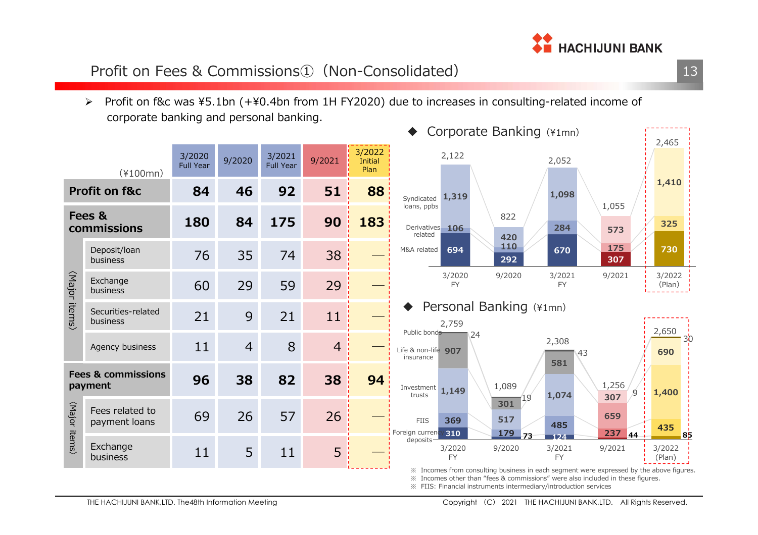# Profit on Fees & Commissions① (Non-Consolidated)

- Profit on f&c was ¥5.1bn (+¥0.4bn from 1H FY2020) due to increases in consulting-related income of corporate banking and personal banking.

(¥100mn)

| | | 3/2020 Full Year | 9/2020 | 3/2021 Full Year | 9/2021 | 3/2022 Initial Plan |
|---|---|---|---|---|---|---|
| **Profit on f&c** | | **84** | **46** | **92** | **51** | **88** |
| **Fees & commissions** | | **180** | **84** | **175** | **90** | **183** |
| 〈Major items〉 | Deposit/loan business | 76 | 35 | 74 | 38 | ― |
| | Exchange business | 60 | 29 | 59 | 29 | ― |
| | Securities-related business | 21 | 9 | 21 | 11 | ― |
| | Agency business | 11 | 4 | 8 | 4 | ― |
| **Fees & commissions payment** | | **96** | **38** | **82** | **38** | **94** |
| 〈Major items〉 | Fees related to payment loans | 69 | 26 | 57 | 26 | ― |
| | Exchange business | 11 | 5 | 11 | 5 | ― |

◆ Corporate Banking (¥1mn)

| | 3/2020 FY | 9/2020 | 3/2021 FY | 9/2021 | 3/2022 (Plan) |
|---|---|---|---|---|---|
| Syndicated loans, ppbs | 1,319 | 420 | 1,098 | 573 | 1,410 |
| Derivatives related | 106 | 110 | 284 | 175 | 325 |
| M&A related | 694 | 292 | 670 | 307 | 730 |
| Total | 2,122 | 822 | 2,052 | 1,055 | 2,465 |

◆ Personal Banking (¥1mn)

| | 3/2020 FY | 9/2020 | 3/2021 FY | 9/2021 | 3/2022 (Plan) |
|---|---|---|---|---|---|
| Public bonds | 24 | 19 | 43 | 9 | 30 |
| Life & non-life insurance | 907 | 301 | 581 | 307 | 690 |
| Investment trusts | 1,149 | 517 | 1,074 | 659 | 1,400 |
| FIIS | 369 | 179 | 485 | 237 | 435 |
| Foreign currency deposits | 310 | 73 | 124 | 44 | 85 |
| Total | 2,759 | 1,089 | 2,308 | 1,256 | 2,650 |

※ Incomes from consulting business in each segment were expressed by the above figures.
※ Incomes other than "fees & commissions" were also included in these figures.
※ FIIS: Financial instruments intermediary/introduction services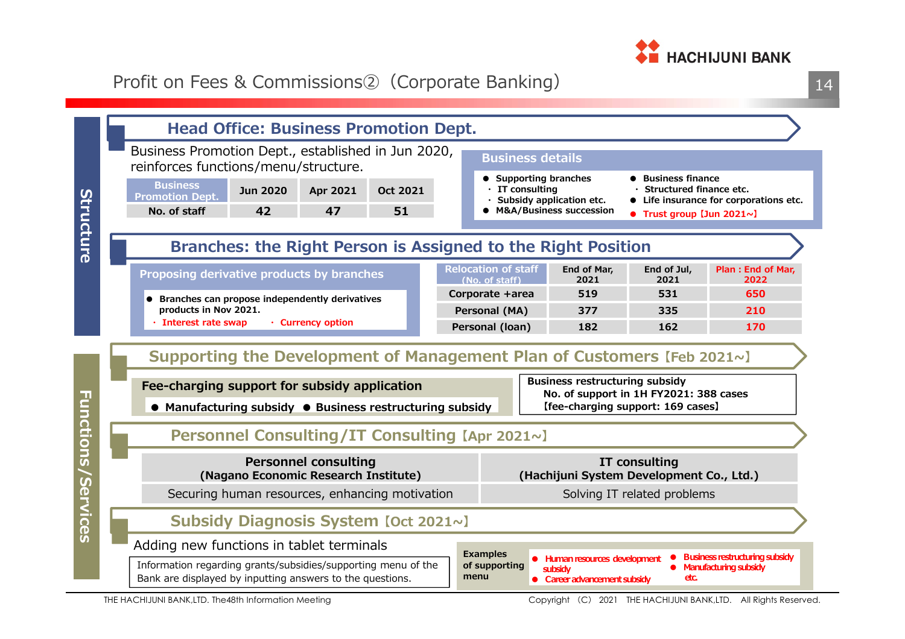# Profit on Fees & Commissions② (Corporate Banking)

## Structure

### Head Office: Business Promotion Dept.

Business Promotion Dept., established in Jun 2020, reinforces functions/menu/structure.

| Business Promotion Dept. | Jun 2020 | Apr 2021 | Oct 2021 |
|---|---|---|---|
| No. of staff | 42 | 47 | 51 |

**Business details**

- Supporting branches
  - IT consulting
  - Subsidy application etc.
- M&A/Business succession
- Business finance
  - Structured finance etc.
- Life insurance for corporations etc.
- Trust group [Jun 2021~]

### Branches: the Right Person is Assigned to the Right Position

**Proposing derivative products by branches**

- Branches can propose independently derivatives products in Nov 2021.
  - Interest rate swap
  - Currency option

| Relocation of staff (No. of staff) | End of Mar, 2021 | End of Jul, 2021 | Plan : End of Mar, 2022 |
|---|---|---|---|
| Corporate +area | 519 | 531 | 650 |
| Personal (MA) | 377 | 335 | 210 |
| Personal (loan) | 182 | 162 | 170 |

## Functions/Services

### Supporting the Development of Management Plan of Customers [Feb 2021~]

**Fee-charging support for subsidy application**

- Manufacturing subsidy
- Business restructuring subsidy

Business restructuring subsidy
No. of support in 1H FY2021: 388 cases
[fee-charging support: 169 cases]

### Personnel Consulting/IT Consulting [Apr 2021~]

| Personnel consulting (Nagano Economic Research Institute) | IT consulting (Hachijuni System Development Co., Ltd.) |
|---|---|
| Securing human resources, enhancing motivation | Solving IT related problems |

### Subsidy Diagnosis System [Oct 2021~]

Adding new functions in tablet terminals

Information regarding grants/subsidies/supporting menu of the Bank are displayed by inputting answers to the questions.

**Examples of supporting menu**

- Human resources development subsidy
- Career advancement subsidy
- Business restructuring subsidy
- Manufacturing subsidy
- etc.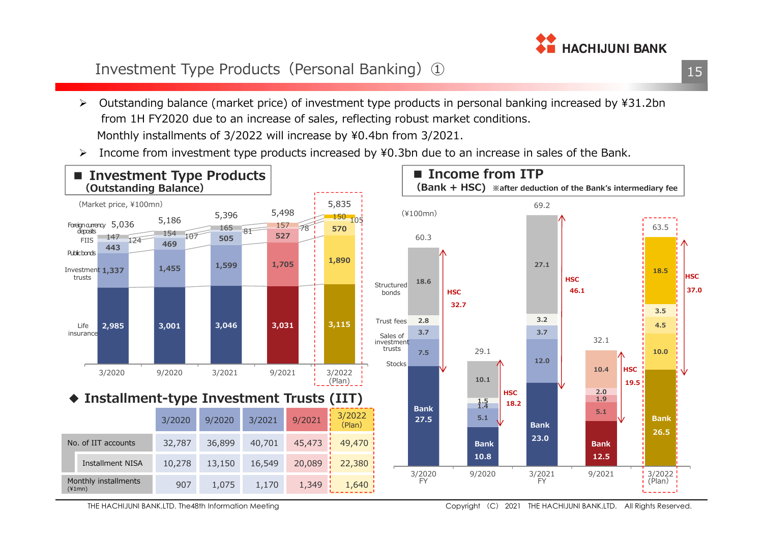# Investment Type Products (Personal Banking) ①

- Outstanding balance (market price) of investment type products in personal banking increased by ¥31.2bn from 1H FY2020 due to an increase of sales, reflecting robust market conditions.
  Monthly installments of 3/2022 will increase by ¥0.4bn from 3/2021.
- Income from investment type products increased by ¥0.3bn due to an increase in sales of the Bank.

## ■ Investment Type Products (Outstanding Balance)

(Market price, ¥100mn)

| | 3/2020 | 9/2020 | 3/2021 | 9/2021 | 3/2022 (Plan) |
|---|---|---|---|---|---|
| Foreign currency deposits | 124 | 107 | 81 | 78 | 105 |
| FIIS | 147 | 154 | 165 | 157 | 150 |
| Public bonds | 443 | 469 | 505 | 527 | 570 |
| Investment trusts | 1,337 | 1,455 | 1,599 | 1,705 | 1,890 |
| Life insurance | 2,985 | 3,001 | 3,046 | 3,031 | 3,115 |
| Total | 5,036 | 5,186 | 5,396 | 5,498 | 5,835 |

## ◆ Installment-type Investment Trusts (IIT)

| | 3/2020 | 9/2020 | 3/2021 | 9/2021 | 3/2022 (Plan) |
|---|---|---|---|---|---|
| No. of IIT accounts | 32,787 | 36,899 | 40,701 | 45,473 | 49,470 |
| Installment NISA | 10,278 | 13,150 | 16,549 | 20,089 | 22,380 |
| Monthly installments (¥1mn) | 907 | 1,075 | 1,170 | 1,349 | 1,640 |

## ■ Income from ITP (Bank + HSC)

※after deduction of the Bank's intermediary fee

(¥100mn)

| | 3/2020 FY | 9/2020 | 3/2021 FY | 9/2021 | 3/2022 (Plan) |
|---|---|---|---|---|---|
| Structured bonds | 18.6 | 10.1 | 27.1 | 10.4 | 18.5 |
| Trust fees | 2.8 | 1.5 | 3.2 | 2.0 | 3.5 |
| Sales of investment trusts | 3.7 | 1.4 | 3.7 | 1.9 | 4.5 |
| Stocks | 7.5 | 5.1 | 12.0 | 5.1 | 10.0 |
| Bank | 27.5 | 10.8 | 23.0 | 12.5 | 26.5 |
| HSC | 32.7 | 18.2 | 46.1 | 19.5 | 37.0 |
| Total | 60.3 | 29.1 | 69.2 | 32.1 | 63.5 |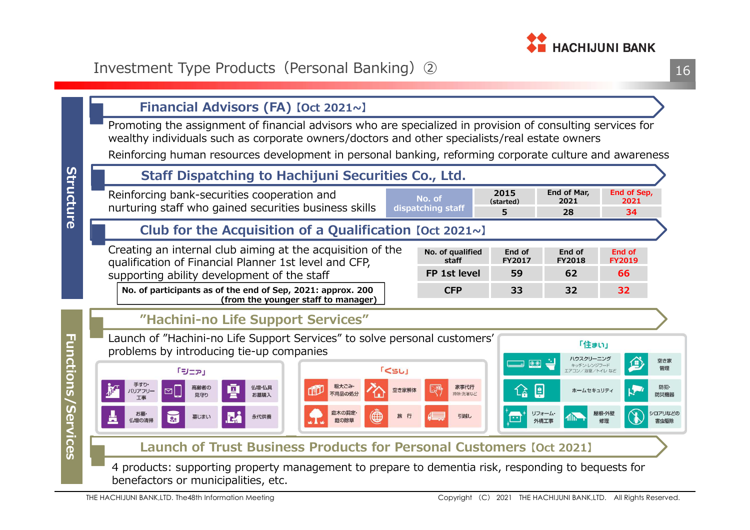# Investment Type Products（Personal Banking）②

## Structure

### Financial Advisors (FA)【Oct 2021~】

Promoting the assignment of financial advisors who are specialized in provision of consulting services for wealthy individuals such as corporate owners/doctors and other specialists/real estate owners

Reinforcing human resources development in personal banking, reforming corporate culture and awareness

### Staff Dispatching to Hachijuni Securities Co., Ltd.

Reinforcing bank-securities cooperation and nurturing staff who gained securities business skills

| | 2015 (started) | End of Mar, 2021 | End of Sep, 2021 |
|---|---|---|---|
| No. of dispatching staff | 5 | 28 | 34 |

### Club for the Acquisition of a Qualification【Oct 2021~】

Creating an internal club aiming at the acquisition of the qualification of Financial Planner 1st level and CFP, supporting ability development of the staff

**No. of participants as of the end of Sep, 2021: approx. 200 (from the younger staff to manager)**

| No. of qualified staff | End of FY2017 | End of FY2018 | End of FY2019 |
|---|---|---|---|
| FP 1st level | 59 | 62 | 66 |
| CFP | 33 | 32 | 32 |

## Functions/Services

### "Hachini-no Life Support Services"

Launch of "Hachini-no Life Support Services" to solve personal customers' problems by introducing tie-up companies

「シニア」
- 手すり・バリアフリー工事
- 高齢者の見守り
- 仏壇・仏具お墓購入
- お墓・仏壇の清掃
- 墓じまい
- 永代供養

「くらし」
- 粗大ごみ・不用品の処分
- 空き家解体
- 家事代行 掃除・洗濯など
- 庭木の剪定・庭の除草
- 旅行
- 引越し

「住まい」
- ハウスクリーニング キッチン/レンジフード エアコン/浴室/トイレ など
- 空き家管理
- ホームセキュリティ
- 防犯・防災機器
- リフォーム・外構工事
- 屋根・外壁修理
- シロアリなどの害虫駆除

### Launch of Trust Business Products for Personal Customers【Oct 2021】

4 products: supporting property management to prepare to dementia risk, responding to bequests for benefactors or municipalities, etc.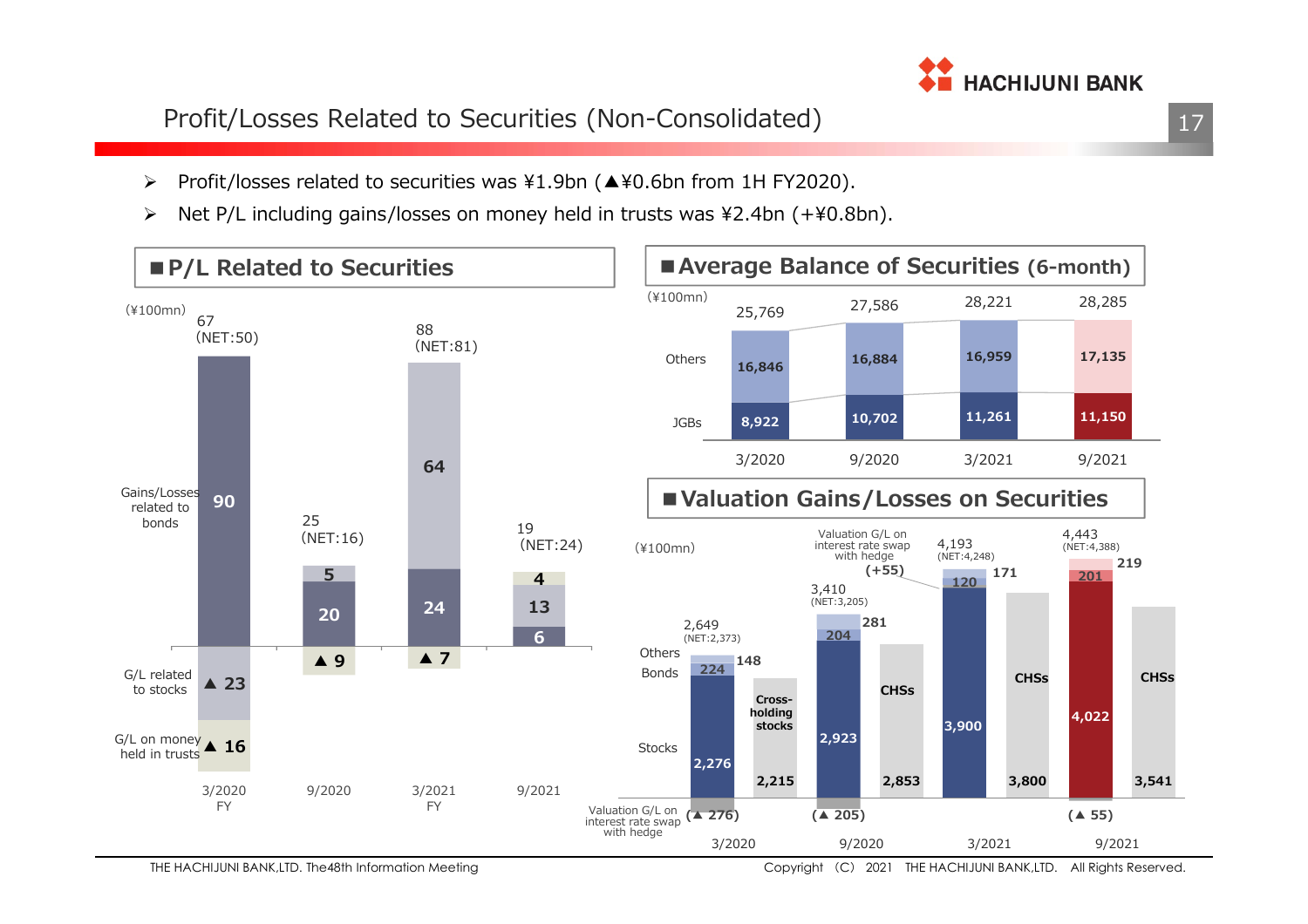# Profit/Losses Related to Securities (Non-Consolidated)

- Profit/losses related to securities was ¥1.9bn (▲¥0.6bn from 1H FY2020).
- Net P/L including gains/losses on money held in trusts was ¥2.4bn (+¥0.8bn).

## ■P/L Related to Securities

(¥100mn)

| | 3/2020 FY | 9/2020 | 3/2021 FY | 9/2021 |
|---|---|---|---|---|
| Total | 67 (NET:50) | 25 (NET:16) | 88 (NET:81) | 19 (NET:24) |
| Gains/Losses related to bonds | 90 | 20 | 24 | 6 |
| G/L related to stocks | ▲ 23 | ▲ 9 | ▲ 7 | 13 |
| G/L on money held in trusts | ▲ 16 | 5 | 64 | 4 |

## ■Average Balance of Securities (6-month)

(¥100mn)

| | 3/2020 | 9/2020 | 3/2021 | 9/2021 |
|---|---|---|---|---|
| Total | 25,769 | 27,586 | 28,221 | 28,285 |
| Others | 16,846 | 16,884 | 16,959 | 17,135 |
| JGBs | 8,922 | 10,702 | 11,261 | 11,150 |

## ■Valuation Gains/Losses on Securities

(¥100mn)

| | 3/2020 | 9/2020 | 3/2021 | 9/2021 |
|---|---|---|---|---|
| Total | 2,649 (NET:2,373) | 3,410 (NET:3,205) | 4,193 (NET:4,248) | 4,443 (NET:4,388) |
| Others | 148 | 281 | 171 | 219 |
| Bonds | 224 | 204 | 120 | 201 |
| Stocks | 2,276 | 2,923 | 3,900 | 4,022 |
| Cross-holding stocks / CHSs | 2,215 | 2,853 | 3,800 | 3,541 |
| Valuation G/L on interest rate swap with hedge | (▲ 276) | (▲ 205) | (+55) | (▲ 55) |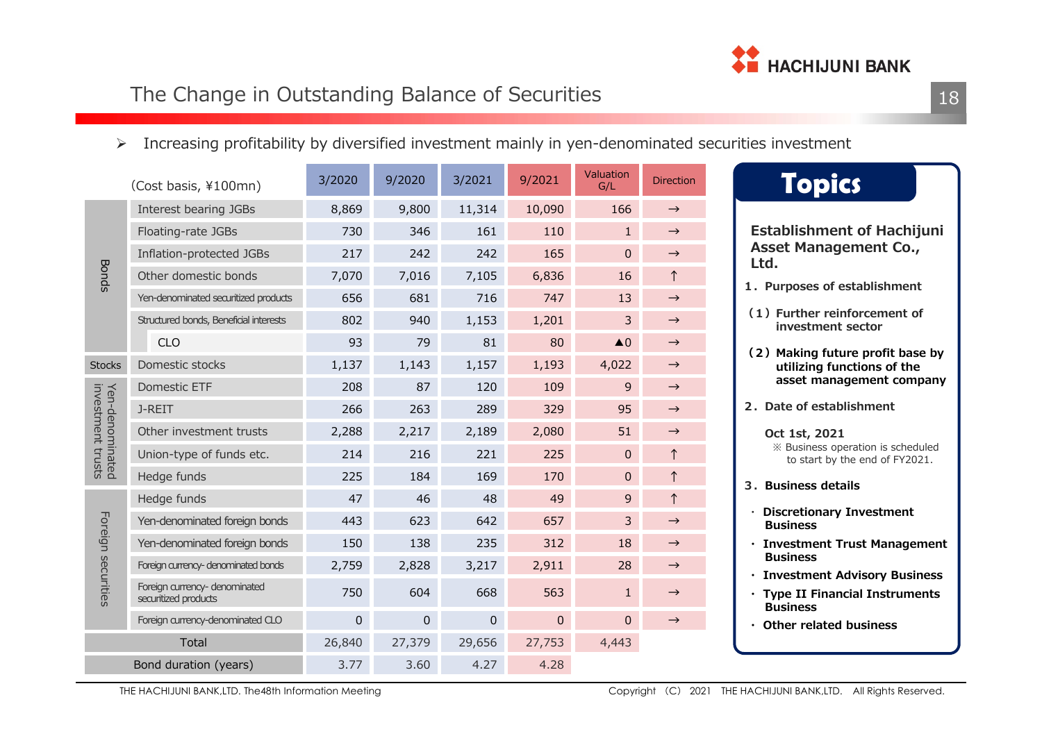# The Change in Outstanding Balance of Securities

➤ Increasing profitability by diversified investment mainly in yen-denominated securities investment

| | (Cost basis, ¥100mn) | 3/2020 | 9/2020 | 3/2021 | 9/2021 | Valuation G/L | Direction |
|---|---|---|---|---|---|---|---|
| Bonds | Interest bearing JGBs | 8,869 | 9,800 | 11,314 | 10,090 | 166 | → |
| | Floating-rate JGBs | 730 | 346 | 161 | 110 | 1 | → |
| | Inflation-protected JGBs | 217 | 242 | 242 | 165 | 0 | → |
| | Other domestic bonds | 7,070 | 7,016 | 7,105 | 6,836 | 16 | ↑ |
| | Yen-denominated securitized products | 656 | 681 | 716 | 747 | 13 | → |
| | Structured bonds, Beneficial interests | 802 | 940 | 1,153 | 1,201 | 3 | → |
| | CLO | 93 | 79 | 81 | 80 | ▲0 | → |
| Stocks | Domestic stocks | 1,137 | 1,143 | 1,157 | 1,193 | 4,022 | → |
| Yen-denominated investment trusts | Domestic ETF | 208 | 87 | 120 | 109 | 9 | → |
| | J-REIT | 266 | 263 | 289 | 329 | 95 | → |
| | Other investment trusts | 2,288 | 2,217 | 2,189 | 2,080 | 51 | → |
| | Union-type of funds etc. | 214 | 216 | 221 | 225 | 0 | ↑ |
| | Hedge funds | 225 | 184 | 169 | 170 | 0 | ↑ |
| Foreign securities | Hedge funds | 47 | 46 | 48 | 49 | 9 | ↑ |
| | Yen-denominated foreign bonds | 443 | 623 | 642 | 657 | 3 | → |
| | Yen-denominated foreign bonds | 150 | 138 | 235 | 312 | 18 | → |
| | Foreign currency- denominated bonds | 2,759 | 2,828 | 3,217 | 2,911 | 28 | → |
| | Foreign currency- denominated securitized products | 750 | 604 | 668 | 563 | 1 | → |
| | Foreign currency-denominated CLO | 0 | 0 | 0 | 0 | 0 | → |
| Total | | 26,840 | 27,379 | 29,656 | 27,753 | 4,443 | |
| Bond duration (years) | | 3.77 | 3.60 | 4.27 | 4.28 | | |

## Topics

**Establishment of Hachijuni Asset Management Co., Ltd.**

**1．Purposes of establishment**

**（1）Further reinforcement of investment sector**

**（2）Making future profit base by utilizing functions of the asset management company**

**2．Date of establishment**

**Oct 1st, 2021**

※ Business operation is scheduled to start by the end of FY2021.

**3．Business details**

- **Discretionary Investment Business**
- **Investment Trust Management Business**
- **Investment Advisory Business**
- **Type II Financial Instruments Business**
- **Other related business**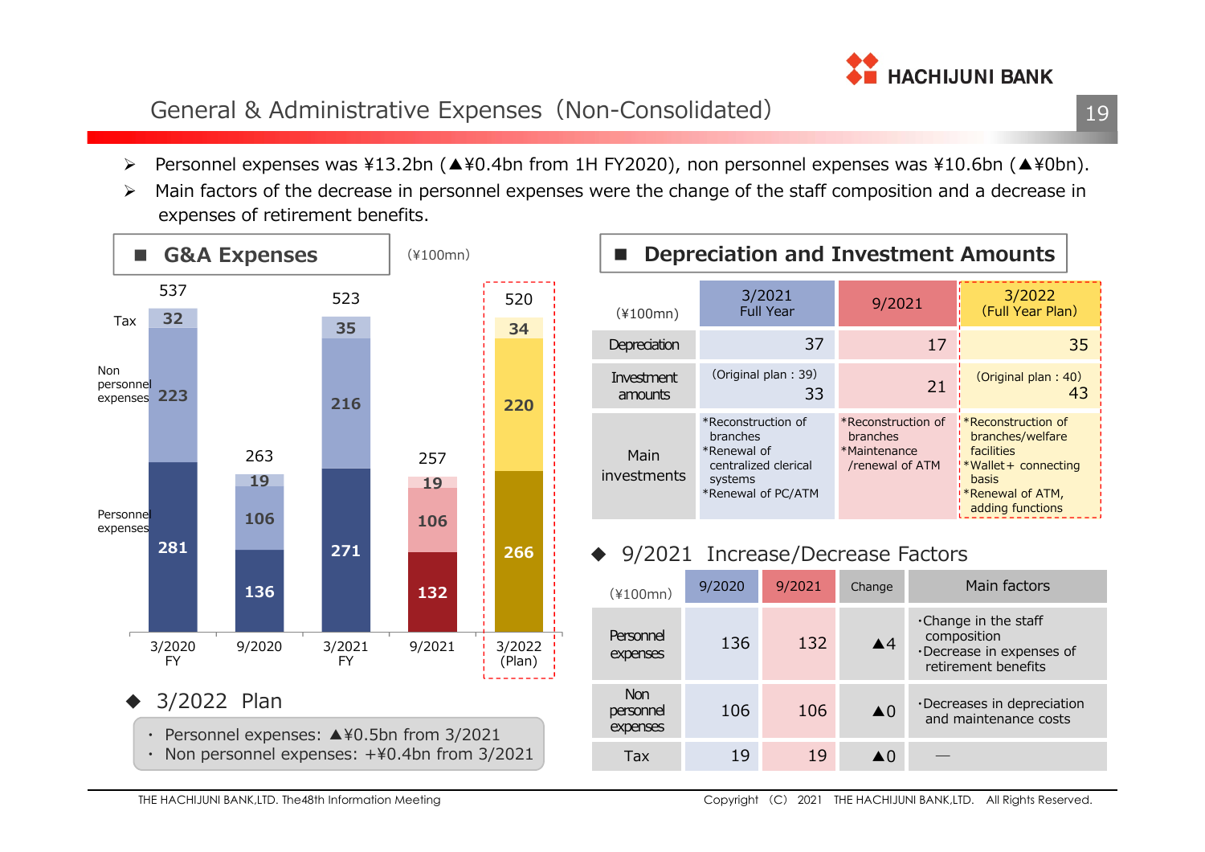# General & Administrative Expenses（Non-Consolidated）

- Personnel expenses was ¥13.2bn (▲¥0.4bn from 1H FY2020), non personnel expenses was ¥10.6bn (▲¥0bn).
- Main factors of the decrease in personnel expenses were the change of the staff composition and a decrease in expenses of retirement benefits.

## ■ G&A Expenses

(¥100mn)

| | 3/2020 FY | 9/2020 | 3/2021 FY | 9/2021 | 3/2022 (Plan) |
|---|---|---|---|---|---|
| Tax | 32 | 19 | 35 | 19 | 34 |
| Non personnel expenses | 223 | 106 | 216 | 106 | 220 |
| Personnel expenses | 281 | 136 | 271 | 132 | 266 |
| Total | 537 | 263 | 523 | 257 | 520 |

### ◆ 3/2022 Plan

- Personnel expenses: ▲¥0.5bn from 3/2021
- Non personnel expenses: +¥0.4bn from 3/2021

## ■ Depreciation and Investment Amounts

| (¥100mn) | 3/2021 Full Year | 9/2021 | 3/2022 (Full Year Plan) |
|---|---|---|---|
| Depreciation | 37 | 17 | 35 |
| Investment amounts | (Original plan : 39) 33 | 21 | (Original plan : 40) 43 |
| Main investments | *Reconstruction of branches *Renewal of centralized clerical systems *Renewal of PC/ATM | *Reconstruction of branches *Maintenance /renewal of ATM | *Reconstruction of branches/welfare facilities *Wallet+ connecting basis *Renewal of ATM, adding functions |

### ◆ 9/2021 Increase/Decrease Factors

| (¥100mn) | 9/2020 | 9/2021 | Change | Main factors |
|---|---|---|---|---|
| Personnel expenses | 136 | 132 | ▲4 | ･Change in the staff composition ･Decrease in expenses of retirement benefits |
| Non personnel expenses | 106 | 106 | ▲0 | ･Decreases in depreciation and maintenance costs |
| Tax | 19 | 19 | ▲0 | ― |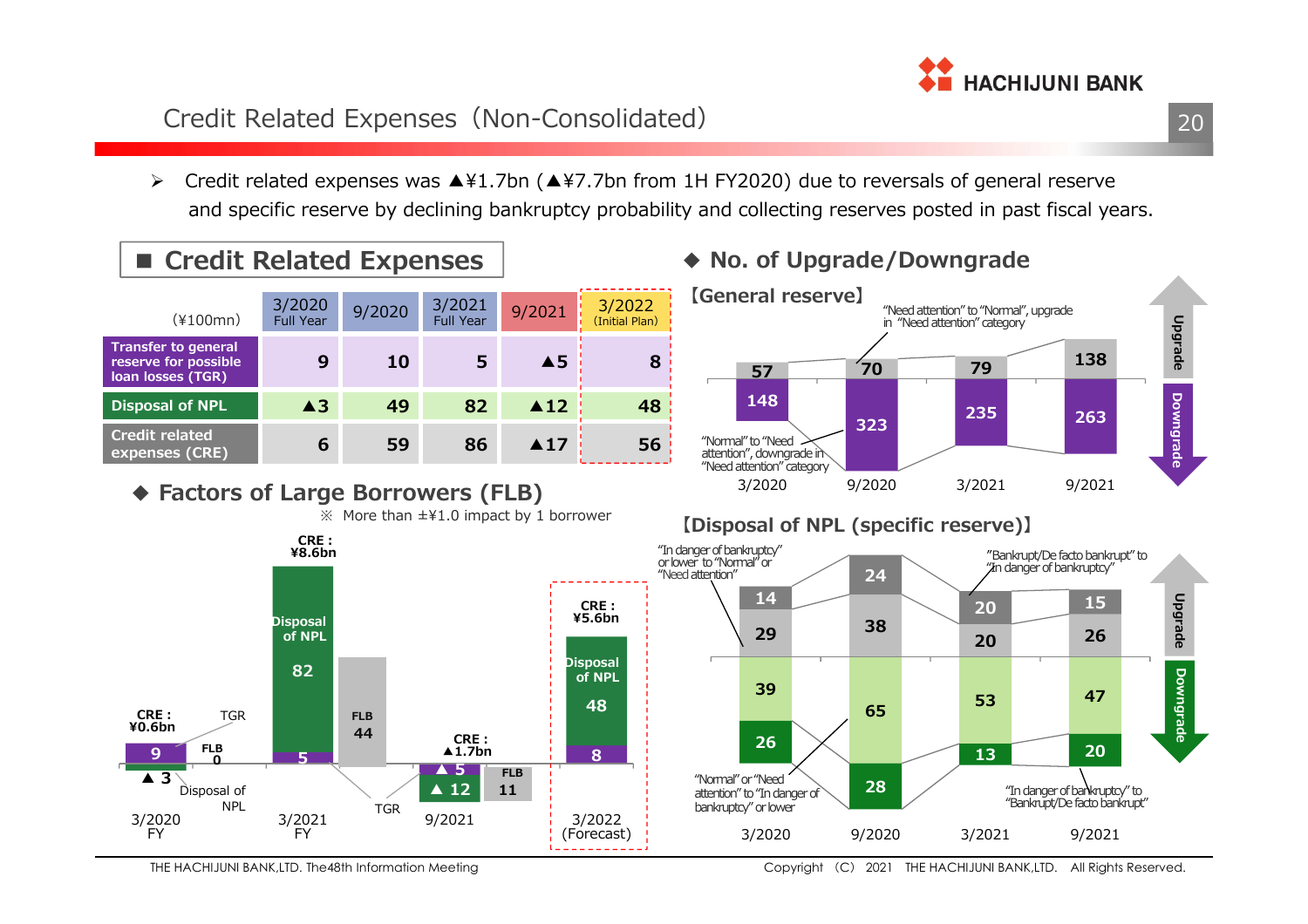# Credit Related Expenses (Non-Consolidated)

➢ Credit related expenses was ▲¥1.7bn (▲¥7.7bn from 1H FY2020) due to reversals of general reserve and specific reserve by declining bankruptcy probability and collecting reserves posted in past fiscal years.

## ■ Credit Related Expenses

| (¥100mn) | 3/2020 Full Year | 9/2020 | 3/2021 Full Year | 9/2021 | 3/2022 (Initial Plan) |
|---|---|---|---|---|---|
| Transfer to general reserve for possible loan losses (TGR) | 9 | 10 | 5 | ▲5 | 8 |
| Disposal of NPL | ▲3 | 49 | 82 | ▲12 | 48 |
| Credit related expenses (CRE) | 6 | 59 | 86 | ▲17 | 56 |

## ◆ Factors of Large Borrowers (FLB)

※ More than ±¥1.0 impact by 1 borrower

| | 3/2020 FY | 3/2021 FY | 9/2021 | 3/2022 (Forecast) |
|---|---|---|---|---|
| CRE | ¥0.6bn | ¥8.6bn | ▲1.7bn | ¥5.6bn |
| TGR | 9 | 5 | ▲5 | 8 |
| Disposal of NPL | ▲3 | 82 | ▲12 | 48 |
| FLB | 0 | 44 | 11 | |

## ◆ No. of Upgrade/Downgrade

**【General reserve】**

| | 3/2020 | 9/2020 | 3/2021 | 9/2021 |
|---|---|---|---|---|
| Upgrade ("Need attention" to "Normal", upgrade in "Need attention" category) | 57 | 70 | 79 | 138 |
| Downgrade ("Normal" to "Need attention", downgrade in "Need attention" category) | 148 | 323 | 235 | 263 |

**【Disposal of NPL (specific reserve)】**

| | 3/2020 | 9/2020 | 3/2021 | 9/2021 |
|---|---|---|---|---|
| Upgrade: "Bankrupt/De facto bankrupt" to "In danger of bankruptcy" | 14 | 24 | 20 | 15 |
| Upgrade: "In danger of bankruptcy" or lower to "Normal" or "Need attention" | 29 | 38 | 20 | 26 |
| Downgrade: "Normal" or "Need attention" to "In danger of bankruptcy" or lower | 39 | 65 | 53 | 47 |
| Downgrade: "In danger of bankruptcy" to "Bankrupt/De facto bankrupt" | 26 | 28 | 13 | 20 |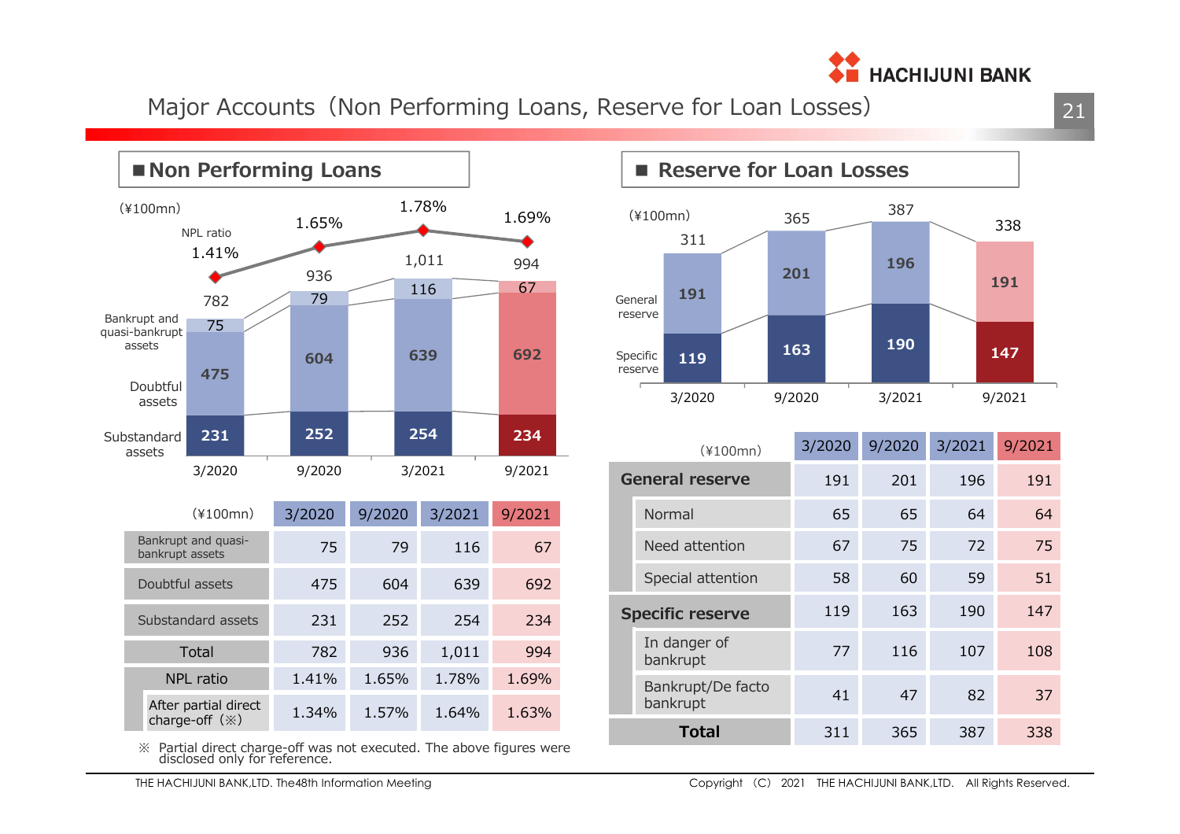# Major Accounts（Non Performing Loans, Reserve for Loan Losses）

## ■Non Performing Loans

(¥100mn)

| | 3/2020 | 9/2020 | 3/2021 | 9/2021 |
|---|---|---|---|---|
| NPL ratio | 1.41% | 1.65% | 1.78% | 1.69% |
| Bankrupt and quasi-bankrupt assets | 75 | 79 | 116 | 67 |
| Doubtful assets | 475 | 604 | 639 | 692 |
| Substandard assets | 231 | 252 | 254 | 234 |
| Total | 782 | 936 | 1,011 | 994 |

| (¥100mn) | | 3/2020 | 9/2020 | 3/2021 | 9/2021 |
|---|---|---|---|---|---|
| Bankrupt and quasi-bankrupt assets | | 75 | 79 | 116 | 67 |
| Doubtful assets | | 475 | 604 | 639 | 692 |
| Substandard assets | | 231 | 252 | 254 | 234 |
| Total | | 782 | 936 | 1,011 | 994 |
| NPL ratio | | 1.41% | 1.65% | 1.78% | 1.69% |
| | After partial direct charge-off（※） | 1.34% | 1.57% | 1.64% | 1.63% |

※ Partial direct charge-off was not executed. The above figures were disclosed only for reference.

## ■ Reserve for Loan Losses

(¥100mn)

| | 3/2020 | 9/2020 | 3/2021 | 9/2021 |
|---|---|---|---|---|
| General reserve | 191 | 201 | 196 | 191 |
| Specific reserve | 119 | 163 | 190 | 147 |
| Total | 311 | 365 | 387 | 338 |

| (¥100mn) | | 3/2020 | 9/2020 | 3/2021 | 9/2021 |
|---|---|---|---|---|---|
| General reserve | | 191 | 201 | 196 | 191 |
| | Normal | 65 | 65 | 64 | 64 |
| | Need attention | 67 | 75 | 72 | 75 |
| | Special attention | 58 | 60 | 59 | 51 |
| Specific reserve | | 119 | 163 | 190 | 147 |
| | In danger of bankrupt | 77 | 116 | 107 | 108 |
| | Bankrupt/De facto bankrupt | 41 | 47 | 82 | 37 |
| Total | | 311 | 365 | 387 | 338 |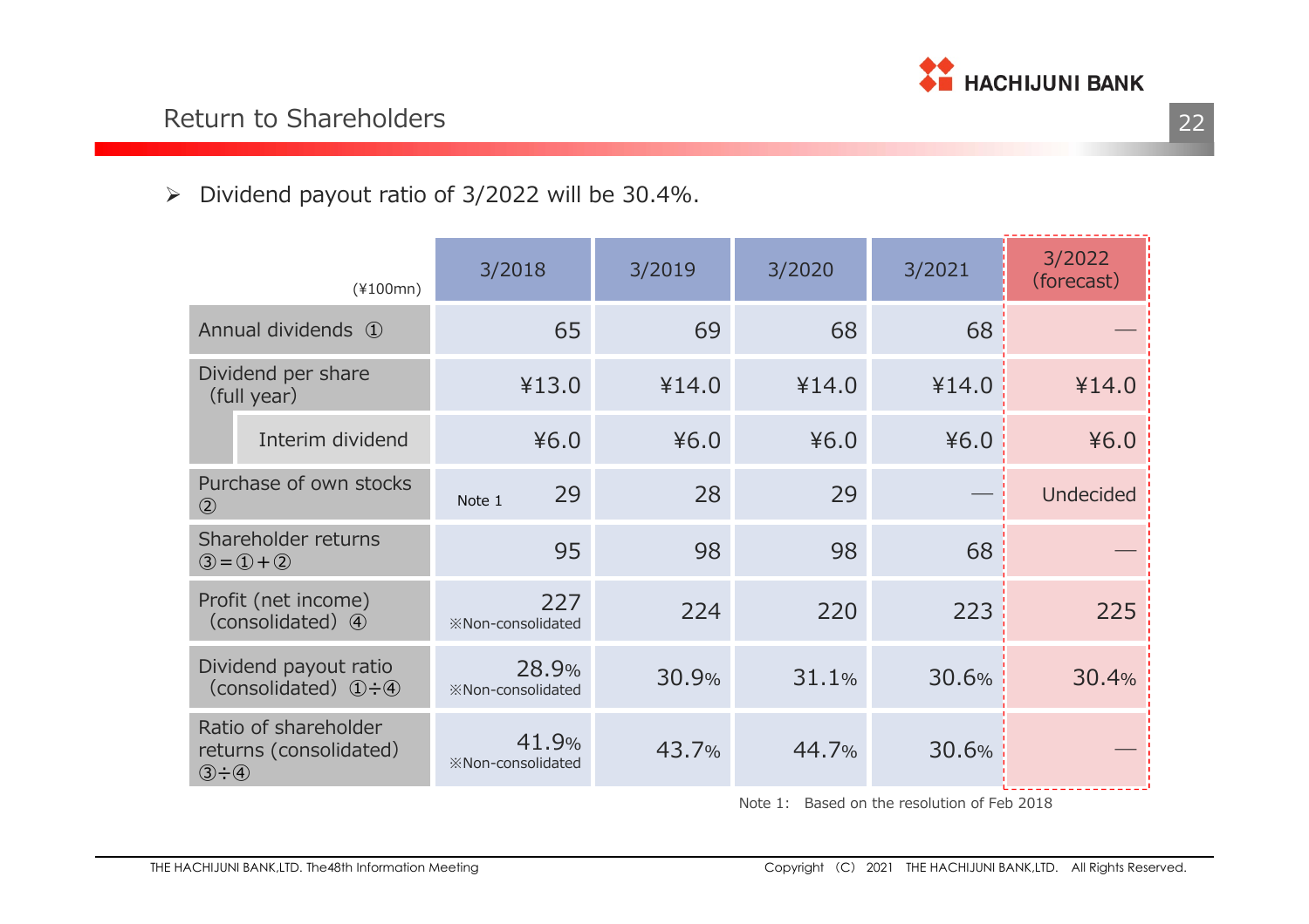# Return to Shareholders

- Dividend payout ratio of 3/2022 will be 30.4%.

| (¥100mn) | | 3/2018 | 3/2019 | 3/2020 | 3/2021 | 3/2022 (forecast) |
|---|---|---|---|---|---|---|
| Annual dividends ① | | 65 | 69 | 68 | 68 | — |
| Dividend per share (full year) | | ¥13.0 | ¥14.0 | ¥14.0 | ¥14.0 | ¥14.0 |
| | Interim dividend | ¥6.0 | ¥6.0 | ¥6.0 | ¥6.0 | ¥6.0 |
| Purchase of own stocks ② | | Note 1 29 | 28 | 29 | — | Undecided |
| Shareholder returns ③=①+② | | 95 | 98 | 98 | 68 | — |
| Profit (net income) (consolidated) ④ | | 227 ※Non-consolidated | 224 | 220 | 223 | 225 |
| Dividend payout ratio (consolidated) ①÷④ | | 28.9% ※Non-consolidated | 30.9% | 31.1% | 30.6% | 30.4% |
| Ratio of shareholder returns (consolidated) ③÷④ | | 41.9% ※Non-consolidated | 43.7% | 44.7% | 30.6% | — |

Note 1: Based on the resolution of Feb 2018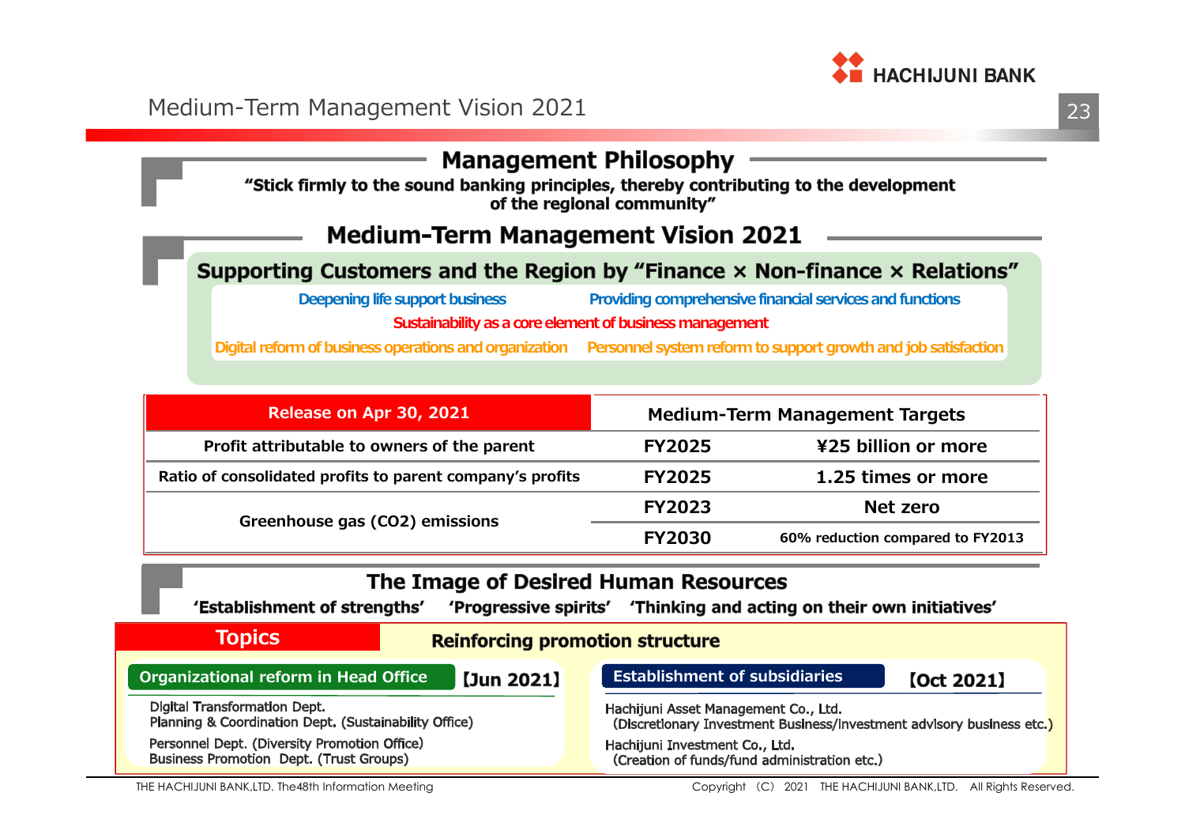# Medium-Term Management Vision 2021

## Management Philosophy

**"Stick firmly to the sound banking principles, thereby contributing to the development of the regional community"**

## Medium-Term Management Vision 2021

### Supporting Customers and the Region by "Finance × Non-finance × Relations"

- Deepening life support business
- Providing comprehensive financial services and functions
- Sustainability as a core element of business management
- Digital reform of business operations and organization
- Personnel system reform to support growth and job satisfaction

| Release on Apr 30, 2021 | Medium-Term Management Targets | |
|---|---|---|
| Profit attributable to owners of the parent | FY2025 | ¥25 billion or more |
| Ratio of consolidated profits to parent company's profits | FY2025 | 1.25 times or more |
| Greenhouse gas ($CO_2$) emissions | FY2023 | Net zero |
| | FY2030 | 60% reduction compared to FY2013 |

## The Image of Desired Human Resources

'Establishment of strengths' 'Progressive spirits' 'Thinking and acting on their own initiatives'

## Topics

### Reinforcing promotion structure

**Organizational reform in Head Office** 【Jun 2021】

- Digital Transformation Dept.
- Planning & Coordination Dept. (Sustainability Office)
- Personnel Dept. (Diversity Promotion Office)
- Business Promotion Dept. (Trust Groups)

**Establishment of subsidiaries** 【Oct 2021】

- Hachijuni Asset Management Co., Ltd.
  (Discretionary Investment Business/Investment advisory business etc.)
- Hachijuni Investment Co., Ltd.
  (Creation of funds/fund administration etc.)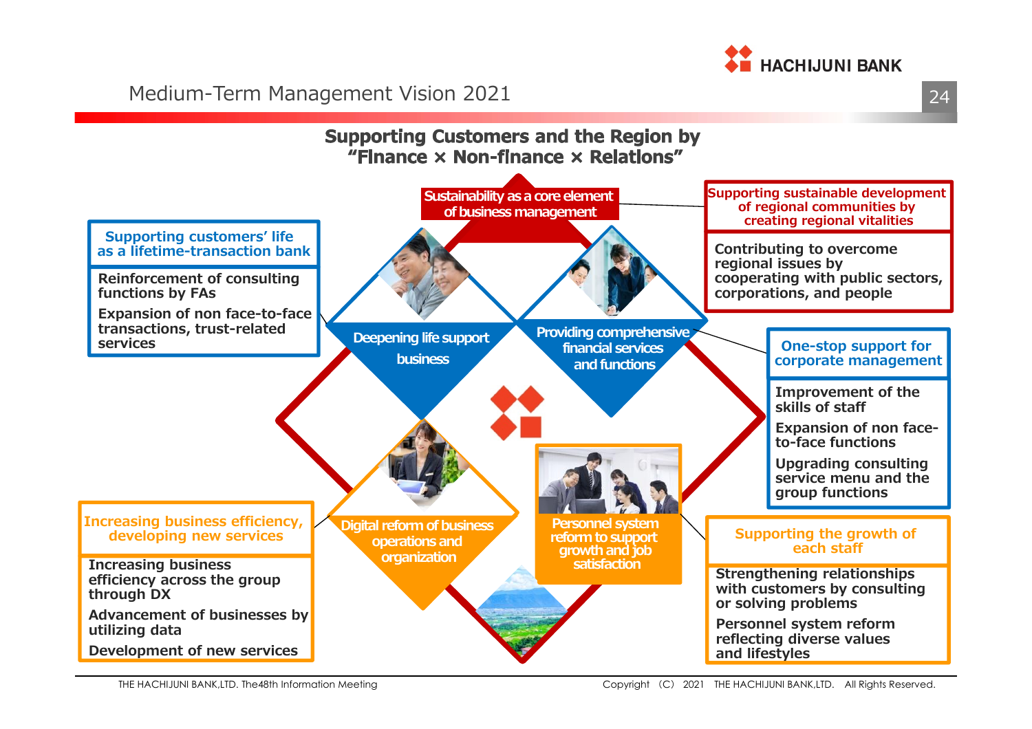# Medium-Term Management Vision 2021

## Supporting Customers and the Region by "Finance × Non-finance × Relations"

**Sustainability as a core element of business management**

**Supporting sustainable development of regional communities by creating regional vitalities**

- Contributing to overcome regional issues by cooperating with public sectors, corporations, and people

**Deepening life support business**

**Supporting customers' life as a lifetime-transaction bank**

- Reinforcement of consulting functions by FAs
- Expansion of non face-to-face transactions, trust-related services

**Providing comprehensive financial services and functions**

**One-stop support for corporate management**

- Improvement of the skills of staff
- Expansion of non face-to-face functions
- Upgrading consulting service menu and the group functions

**Digital reform of business operations and organization**

**Increasing business efficiency, developing new services**

- Increasing business efficiency across the group through DX
- Advancement of businesses by utilizing data
- Development of new services

**Personnel system reform to support growth and job satisfaction**

**Supporting the growth of each staff**

- Strengthening relationships with customers by consulting or solving problems
- Personnel system reform reflecting diverse values and lifestyles

THE HACHIJUNI BANK,LTD. The48th Information Meeting

Copyright (C) 2021 THE HACHIJUNI BANK,LTD. All Rights Reserved.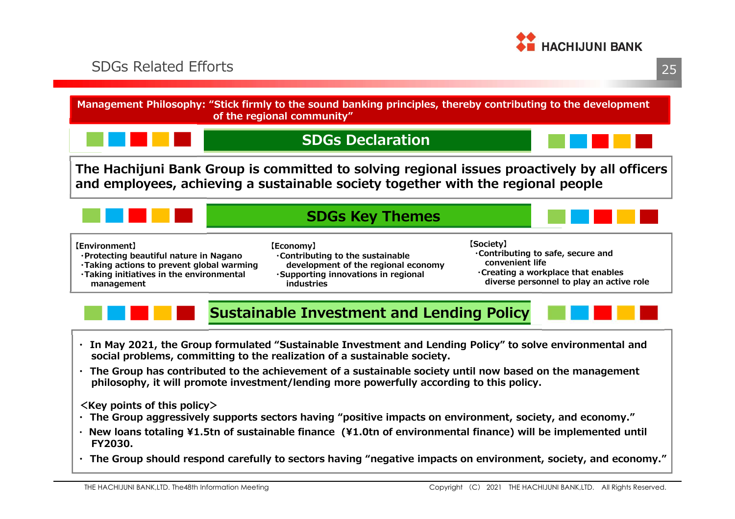# SDGs Related Efforts

**Management Philosophy: "Stick firmly to the sound banking principles, thereby contributing to the development of the regional community"**

## SDGs Declaration

**The Hachijuni Bank Group is committed to solving regional issues proactively by all officers and employees, achieving a sustainable society together with the regional people**

## SDGs Key Themes

**【Environment】**
- Protecting beautiful nature in Nagano
- Taking actions to prevent global warming
- Taking initiatives in the environmental management

**【Economy】**
- Contributing to the sustainable development of the regional economy
- Supporting innovations in regional industries

**【Society】**
- Contributing to safe, secure and convenient life
- Creating a workplace that enables diverse personnel to play an active role

## Sustainable Investment and Lending Policy

- **In May 2021, the Group formulated "Sustainable Investment and Lending Policy" to solve environmental and social problems, committing to the realization of a sustainable society.**
- **The Group has contributed to the achievement of a sustainable society until now based on the management philosophy, it will promote investment/lending more powerfully according to this policy.**

**<Key points of this policy>**
- **The Group aggressively supports sectors having "positive impacts on environment, society, and economy."**
- **New loans totaling ¥1.5tn of sustainable finance (¥1.0tn of environmental finance) will be implemented until FY2030.**
- **The Group should respond carefully to sectors having "negative impacts on environment, society, and economy."**